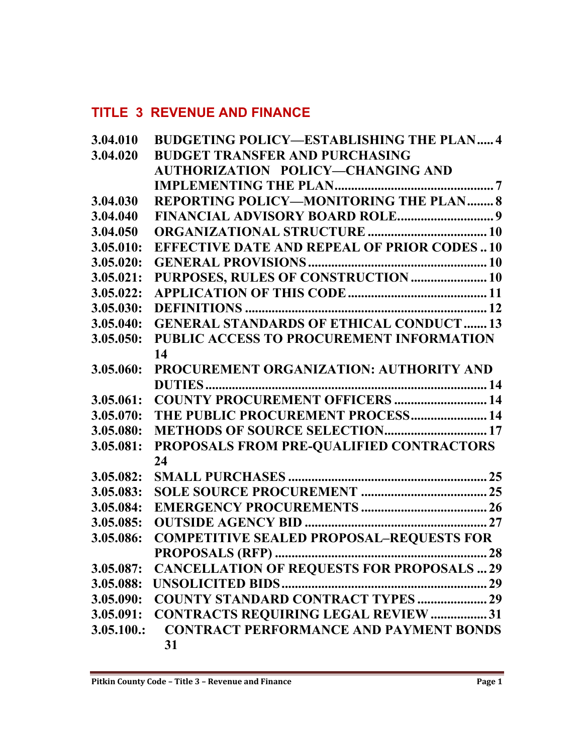# TITLE 3 REVENUE AND FINANCE

| | | |
|---|---|---|
| 3.04.010 | BUDGETING POLICY—ESTABLISHING THE PLAN | 4 |
| 3.04.020 | BUDGET TRANSFER AND PURCHASING AUTHORIZATION POLICY—CHANGING AND IMPLEMENTING THE PLAN | 7 |
| 3.04.030 | REPORTING POLICY—MONITORING THE PLAN | 8 |
| 3.04.040 | FINANCIAL ADVISORY BOARD ROLE | 9 |
| 3.04.050 | ORGANIZATIONAL STRUCTURE | 10 |
| 3.05.010: | EFFECTIVE DATE AND REPEAL OF PRIOR CODES | 10 |
| 3.05.020: | GENERAL PROVISIONS | 10 |
| 3.05.021: | PURPOSES, RULES OF CONSTRUCTION | 10 |
| 3.05.022: | APPLICATION OF THIS CODE | 11 |
| 3.05.030: | DEFINITIONS | 12 |
| 3.05.040: | GENERAL STANDARDS OF ETHICAL CONDUCT | 13 |
| 3.05.050: | PUBLIC ACCESS TO PROCUREMENT INFORMATION | 14 |
| 3.05.060: | PROCUREMENT ORGANIZATION: AUTHORITY AND DUTIES | 14 |
| 3.05.061: | COUNTY PROCUREMENT OFFICERS | 14 |
| 3.05.070: | THE PUBLIC PROCUREMENT PROCESS | 14 |
| 3.05.080: | METHODS OF SOURCE SELECTION | 17 |
| 3.05.081: | PROPOSALS FROM PRE-QUALIFIED CONTRACTORS | 24 |
| 3.05.082: | SMALL PURCHASES | 25 |
| 3.05.083: | SOLE SOURCE PROCUREMENT | 25 |
| 3.05.084: | EMERGENCY PROCUREMENTS | 26 |
| 3.05.085: | OUTSIDE AGENCY BID | 27 |
| 3.05.086: | COMPETITIVE SEALED PROPOSAL–REQUESTS FOR PROPOSALS (RFP) | 28 |
| 3.05.087: | CANCELLATION OF REQUESTS FOR PROPOSALS | 29 |
| 3.05.088: | UNSOLICITED BIDS | 29 |
| 3.05.090: | COUNTY STANDARD CONTRACT TYPES | 29 |
| 3.05.091: | CONTRACTS REQUIRING LEGAL REVIEW | 31 |
| 3.05.100.: | CONTRACT PERFORMANCE AND PAYMENT BONDS | 31 |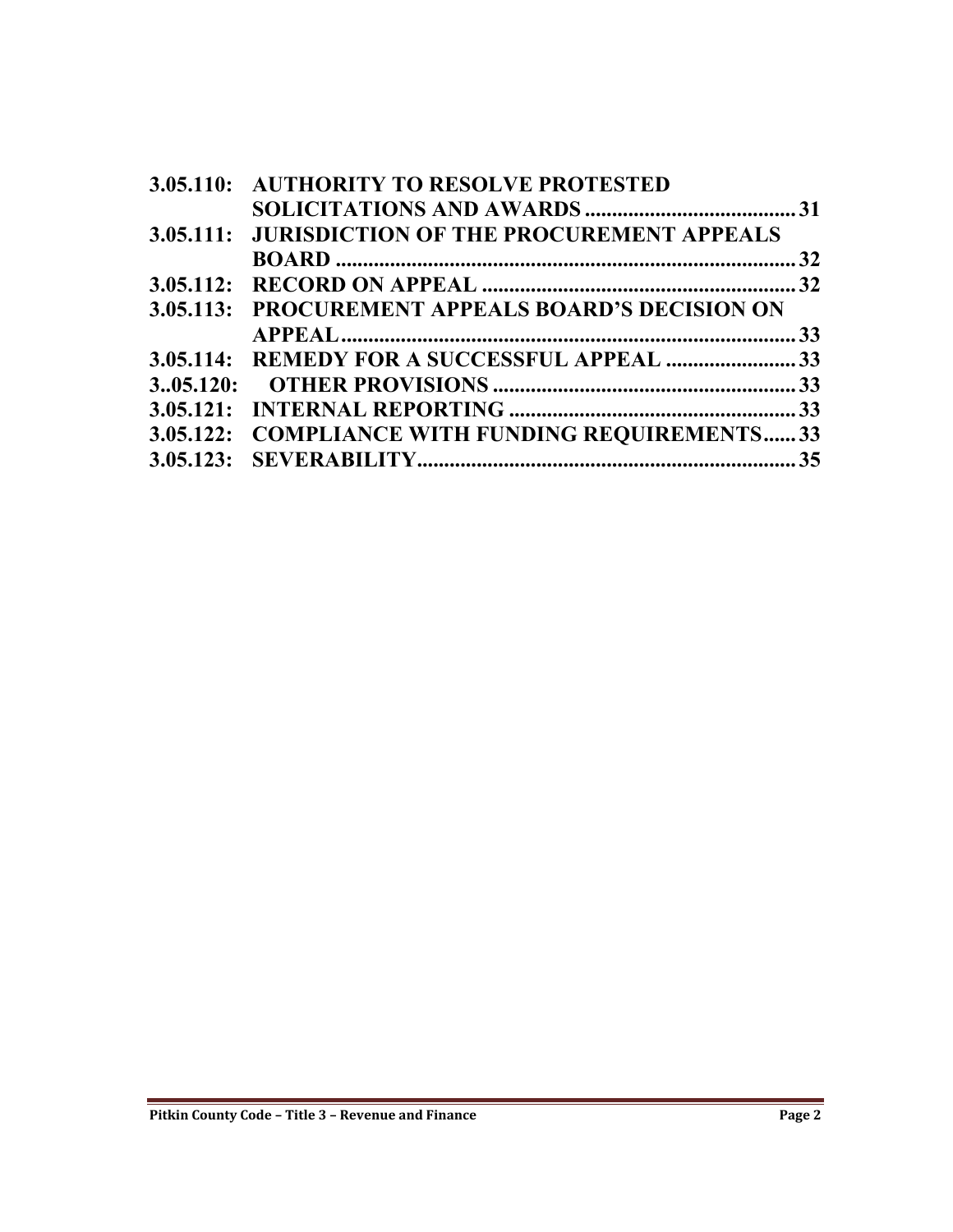**3.05.110: AUTHORITY TO RESOLVE PROTESTED SOLICITATIONS AND AWARDS ........................................ 31**

**3.05.111: JURISDICTION OF THE PROCUREMENT APPEALS BOARD ........................................................................................ 32**

**3.05.112: RECORD ON APPEAL ........................................................... 32**

**3.05.113: PROCUREMENT APPEALS BOARD'S DECISION ON APPEAL ..................................................................................... 33**

**3.05.114: REMEDY FOR A SUCCESSFUL APPEAL ........................ 33**

**3..05.120: OTHER PROVISIONS ......................................................... 33**

**3.05.121: INTERNAL REPORTING ...................................................... 33**

**3.05.122: COMPLIANCE WITH FUNDING REQUIREMENTS...... 33**

**3.05.123: SEVERABILITY...................................................................... 35**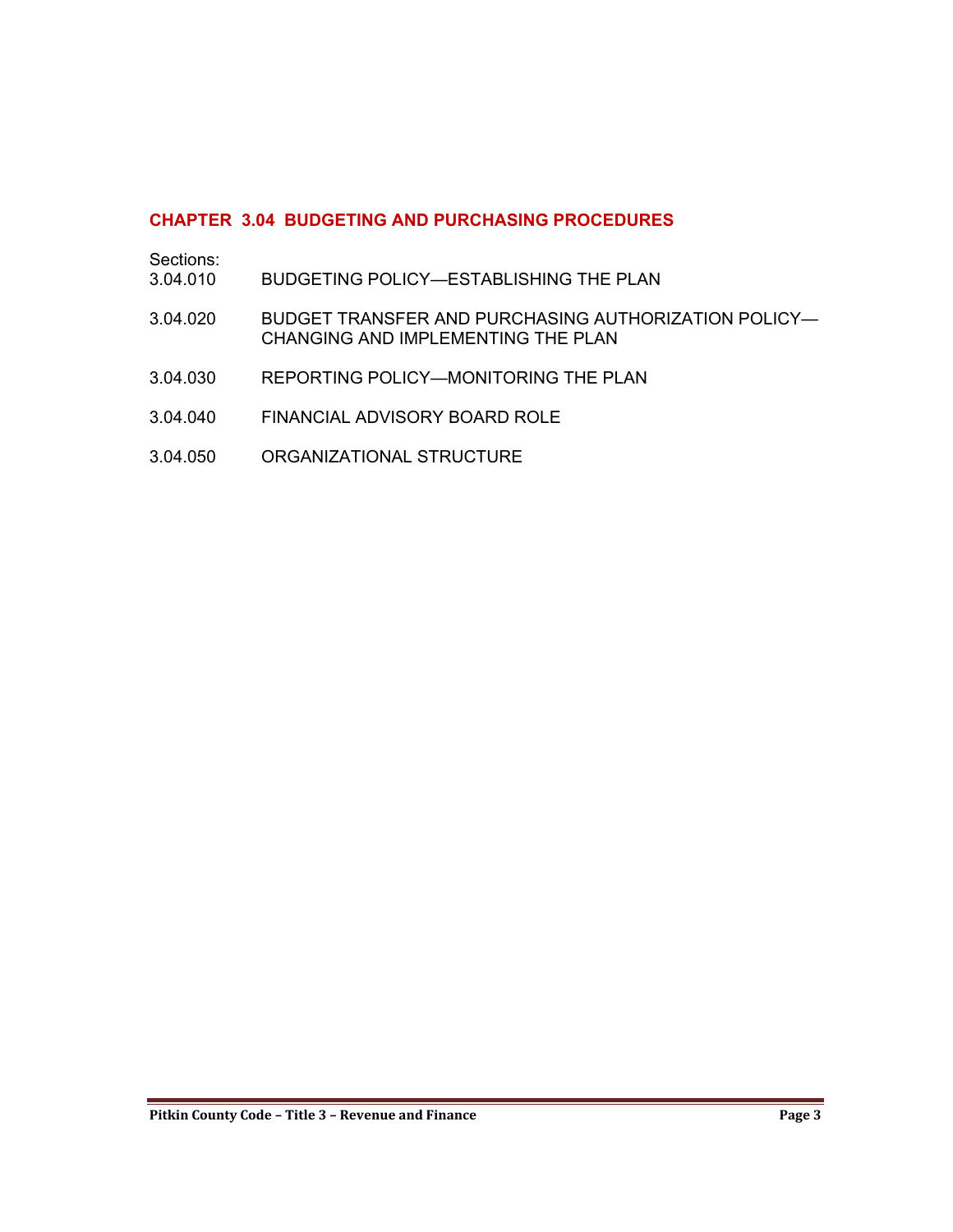## CHAPTER 3.04 BUDGETING AND PURCHASING PROCEDURES

Sections:

3.04.010 BUDGETING POLICY—ESTABLISHING THE PLAN

3.04.020 BUDGET TRANSFER AND PURCHASING AUTHORIZATION POLICY—CHANGING AND IMPLEMENTING THE PLAN

3.04.030 REPORTING POLICY—MONITORING THE PLAN

3.04.040 FINANCIAL ADVISORY BOARD ROLE

3.04.050 ORGANIZATIONAL STRUCTURE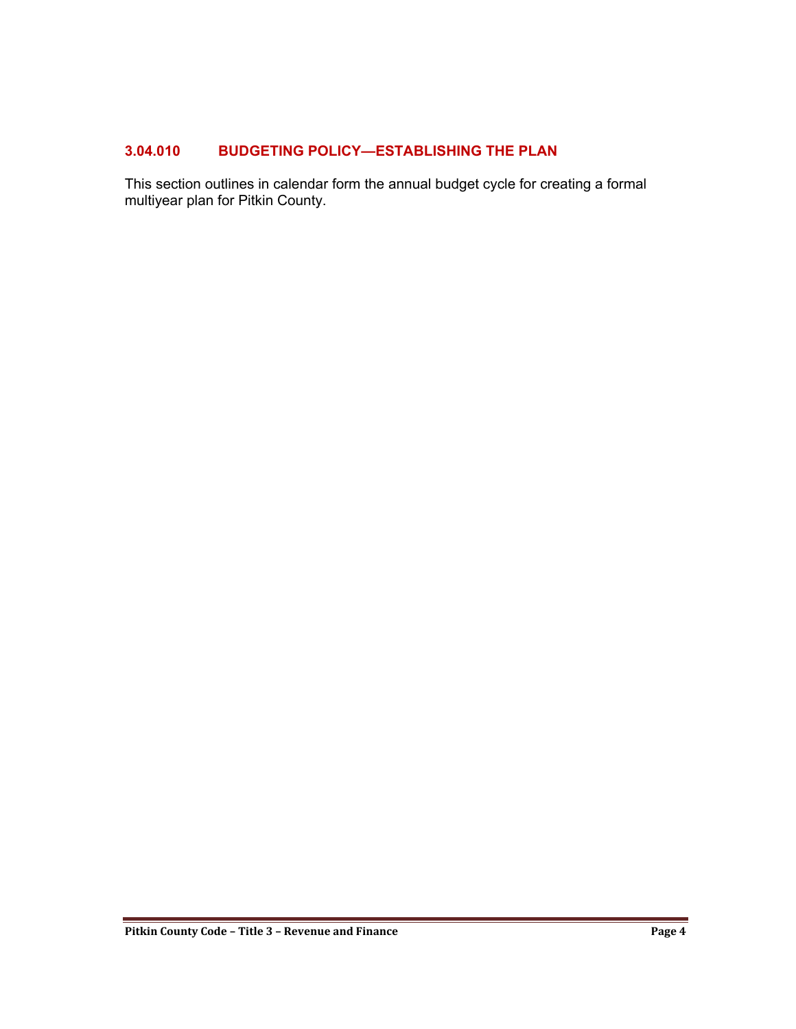### 3.04.010 BUDGETING POLICY—ESTABLISHING THE PLAN

This section outlines in calendar form the annual budget cycle for creating a formal multiyear plan for Pitkin County.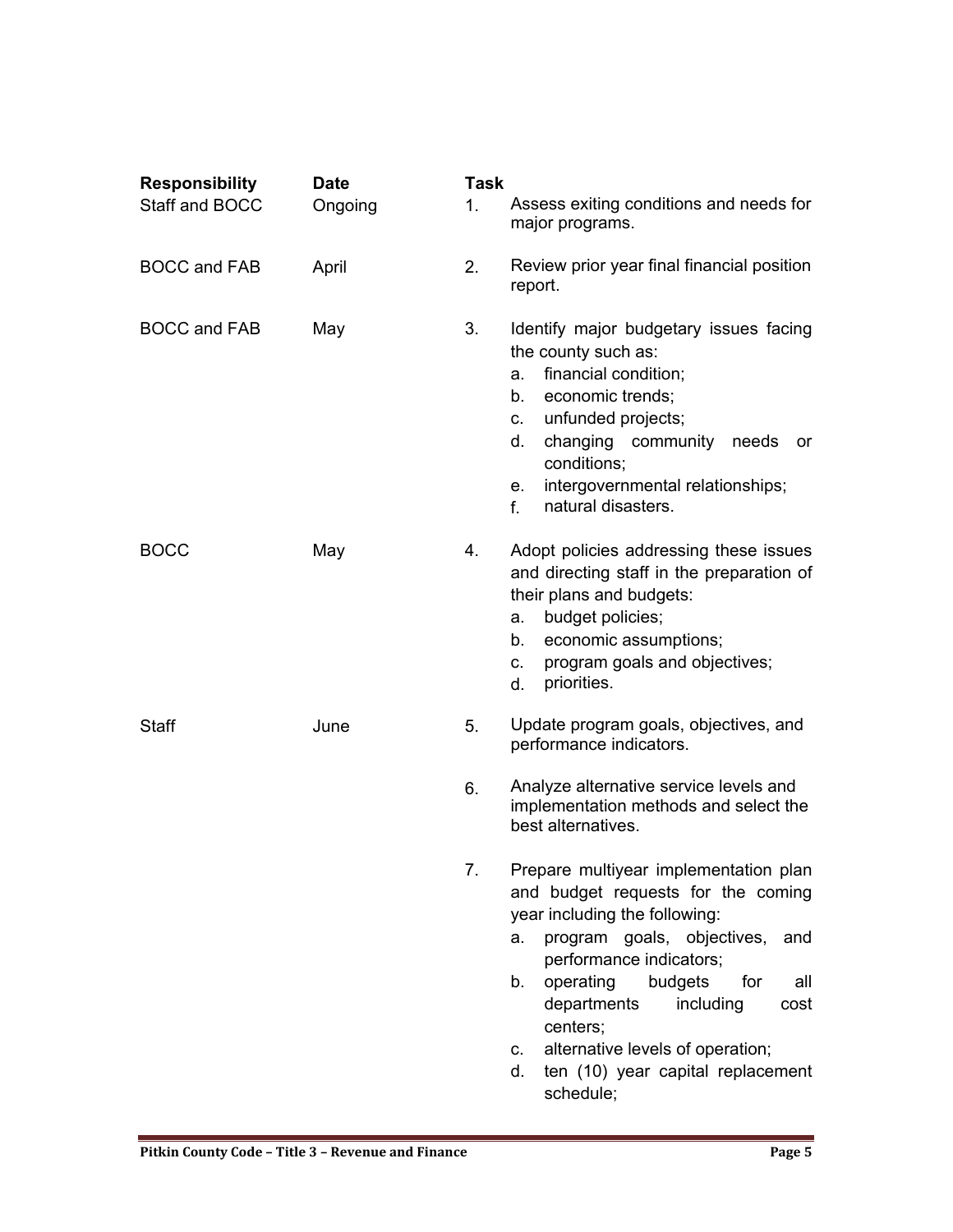| Responsibility | Date | Task |
|---|---|---|
| Staff and BOCC | Ongoing | 1. Assess exiting conditions and needs for major programs. |
| BOCC and FAB | April | 2. Review prior year final financial position report. |
| BOCC and FAB | May | 3. Identify major budgetary issues facing the county such as:<br>a. financial condition;<br>b. economic trends;<br>c. unfunded projects;<br>d. changing community needs or conditions;<br>e. intergovernmental relationships;<br>f. natural disasters. |
| BOCC | May | 4. Adopt policies addressing these issues and directing staff in the preparation of their plans and budgets:<br>a. budget policies;<br>b. economic assumptions;<br>c. program goals and objectives;<br>d. priorities. |
| Staff | June | 5. Update program goals, objectives, and performance indicators. |
| | | 6. Analyze alternative service levels and implementation methods and select the best alternatives. |
| | | 7. Prepare multiyear implementation plan and budget requests for the coming year including the following:<br>a. program goals, objectives, and performance indicators;<br>b. operating budgets for all departments including cost centers;<br>c. alternative levels of operation;<br>d. ten (10) year capital replacement schedule; |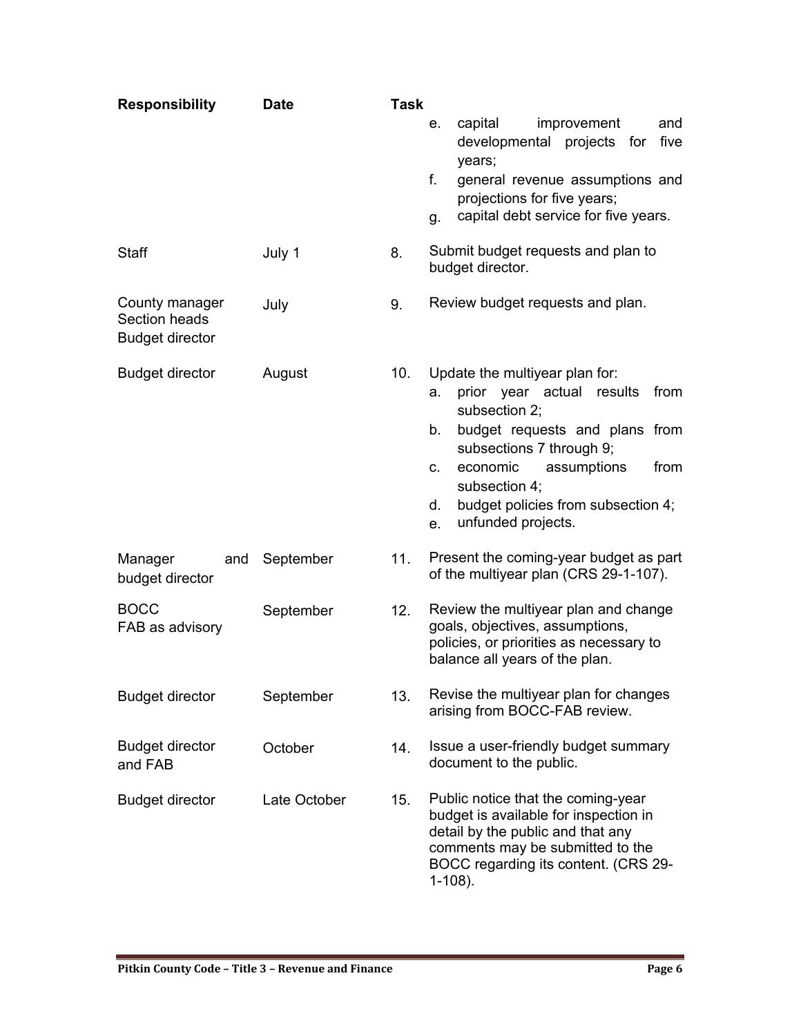| Responsibility | Date | Task |
|---|---|---|
| | | e. capital improvement and developmental projects for five years;<br>f. general revenue assumptions and projections for five years;<br>g. capital debt service for five years. |
| Staff | July 1 | 8. Submit budget requests and plan to budget director. |
| County manager<br>Section heads<br>Budget director | July | 9. Review budget requests and plan. |
| Budget director | August | 10. Update the multiyear plan for:<br>a. prior year actual results from subsection 2;<br>b. budget requests and plans from subsections 7 through 9;<br>c. economic assumptions from subsection 4;<br>d. budget policies from subsection 4;<br>e. unfunded projects. |
| Manager and budget director | September | 11. Present the coming-year budget as part of the multiyear plan (CRS 29-1-107). |
| BOCC<br>FAB as advisory | September | 12. Review the multiyear plan and change goals, objectives, assumptions, policies, or priorities as necessary to balance all years of the plan. |
| Budget director | September | 13. Revise the multiyear plan for changes arising from BOCC-FAB review. |
| Budget director and FAB | October | 14. Issue a user-friendly budget summary document to the public. |
| Budget director | Late October | 15. Public notice that the coming-year budget is available for inspection in detail by the public and that any comments may be submitted to the BOCC regarding its content. (CRS 29-1-108). |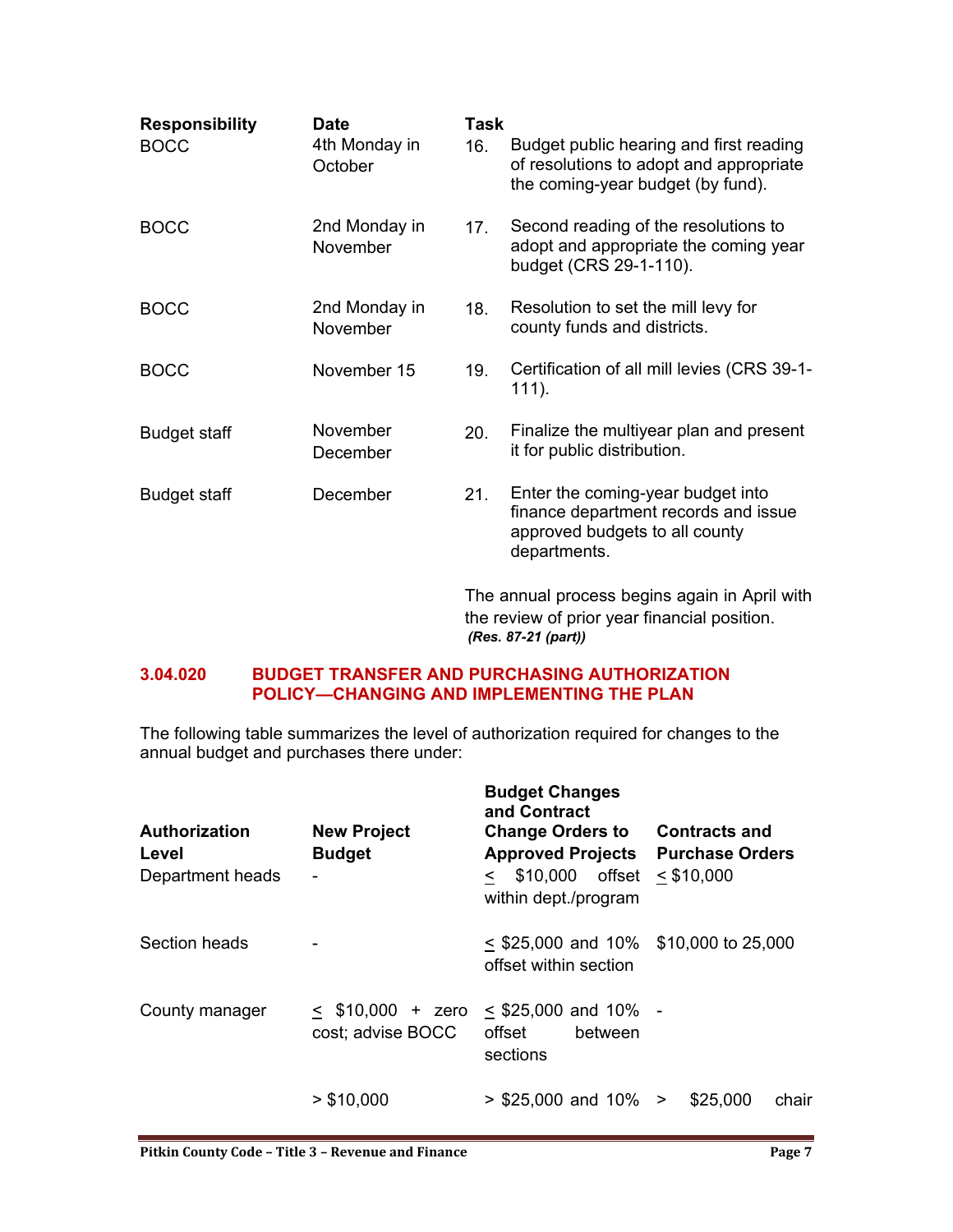| Responsibility | Date | Task |
|---|---|---|
| BOCC | 4th Monday in October | 16. Budget public hearing and first reading of resolutions to adopt and appropriate the coming-year budget (by fund). |
| BOCC | 2nd Monday in November | 17. Second reading of the resolutions to adopt and appropriate the coming year budget (CRS 29-1-110). |
| BOCC | 2nd Monday in November | 18. Resolution to set the mill levy for county funds and districts. |
| BOCC | November 15 | 19. Certification of all mill levies (CRS 39-1-111). |
| Budget staff | November December | 20. Finalize the multiyear plan and present it for public distribution. |
| Budget staff | December | 21. Enter the coming-year budget into finance department records and issue approved budgets to all county departments. |

The annual process begins again in April with the review of prior year financial position.
*(Res. 87-21 (part))*

## 3.04.020 BUDGET TRANSFER AND PURCHASING AUTHORIZATION POLICY—CHANGING AND IMPLEMENTING THE PLAN

The following table summarizes the level of authorization required for changes to the annual budget and purchases there under:

| Authorization Level | New Project Budget | Budget Changes and Contract Change Orders to Approved Projects | Contracts and Purchase Orders |
|---|---|---|---|
| Department heads | - | ≤ $10,000 offset within dept./program | ≤ $10,000 |
| Section heads | - | ≤ $25,000 and 10% offset within section | $10,000 to 25,000 |
| County manager | ≤ $10,000 + zero cost; advise BOCC | ≤ $25,000 and 10% offset between sections | - |
| | > $10,000 | > $25,000 and 10% | > $25,000 chair |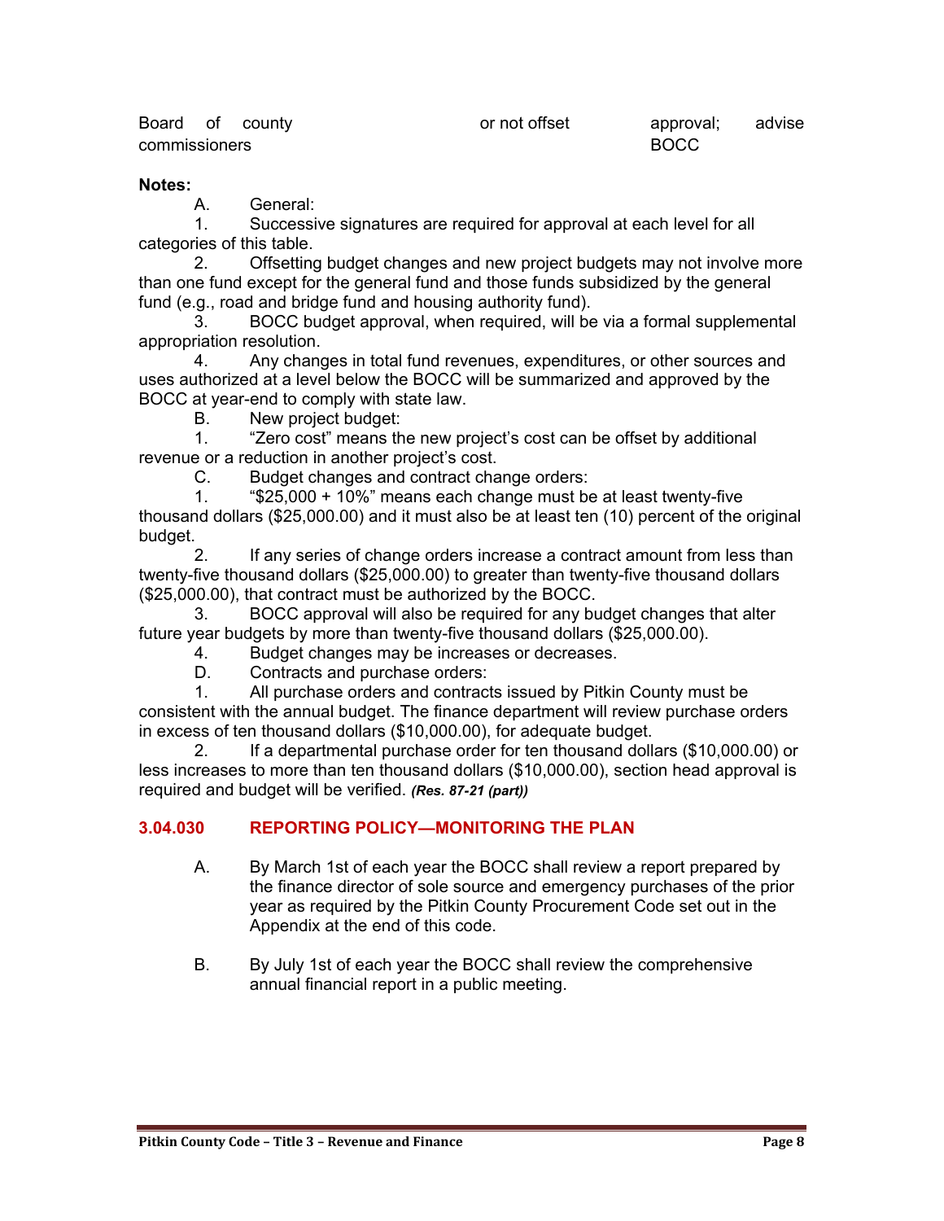| | | | |
|---|---|---|---|
| Board of county commissioners | | or not offset | approval; advise BOCC |

**Notes:**

A. General:

1. Successive signatures are required for approval at each level for all categories of this table.

2. Offsetting budget changes and new project budgets may not involve more than one fund except for the general fund and those funds subsidized by the general fund (e.g., road and bridge fund and housing authority fund).

3. BOCC budget approval, when required, will be via a formal supplemental appropriation resolution.

4. Any changes in total fund revenues, expenditures, or other sources and uses authorized at a level below the BOCC will be summarized and approved by the BOCC at year-end to comply with state law.

B. New project budget:

1. "Zero cost" means the new project's cost can be offset by additional revenue or a reduction in another project's cost.

C. Budget changes and contract change orders:

1. "$25,000 + 10%" means each change must be at least twenty-five thousand dollars ($25,000.00) and it must also be at least ten (10) percent of the original budget.

2. If any series of change orders increase a contract amount from less than twenty-five thousand dollars ($25,000.00) to greater than twenty-five thousand dollars ($25,000.00), that contract must be authorized by the BOCC.

3. BOCC approval will also be required for any budget changes that alter future year budgets by more than twenty-five thousand dollars ($25,000.00).

4. Budget changes may be increases or decreases.

D. Contracts and purchase orders:

1. All purchase orders and contracts issued by Pitkin County must be consistent with the annual budget. The finance department will review purchase orders in excess of ten thousand dollars ($10,000.00), for adequate budget.

2. If a departmental purchase order for ten thousand dollars ($10,000.00) or less increases to more than ten thousand dollars ($10,000.00), section head approval is required and budget will be verified. ***(Res. 87-21 (part))***

## 3.04.030 REPORTING POLICY—MONITORING THE PLAN

A. By March 1st of each year the BOCC shall review a report prepared by the finance director of sole source and emergency purchases of the prior year as required by the Pitkin County Procurement Code set out in the Appendix at the end of this code.

B. By July 1st of each year the BOCC shall review the comprehensive annual financial report in a public meeting.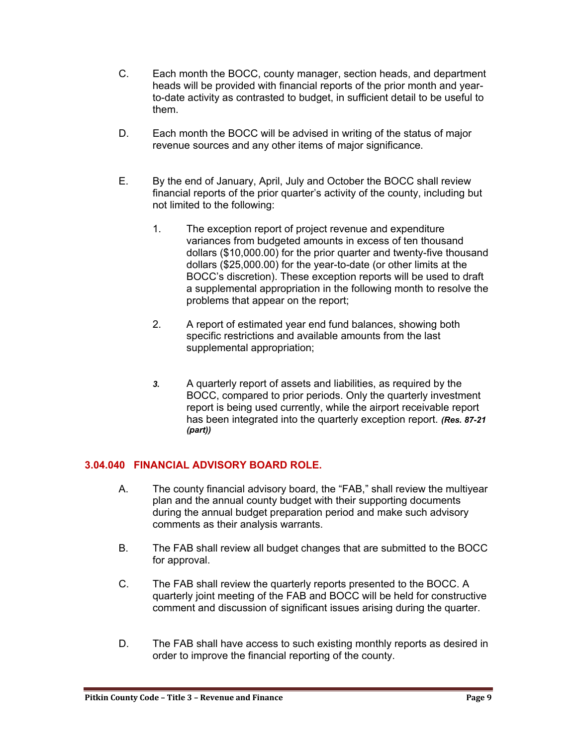C. Each month the BOCC, county manager, section heads, and department heads will be provided with financial reports of the prior month and year-to-date activity as contrasted to budget, in sufficient detail to be useful to them.

D. Each month the BOCC will be advised in writing of the status of major revenue sources and any other items of major significance.

E. By the end of January, April, July and October the BOCC shall review financial reports of the prior quarter's activity of the county, including but not limited to the following:

1. The exception report of project revenue and expenditure variances from budgeted amounts in excess of ten thousand dollars ($10,000.00) for the prior quarter and twenty-five thousand dollars ($25,000.00) for the year-to-date (or other limits at the BOCC's discretion). These exception reports will be used to draft a supplemental appropriation in the following month to resolve the problems that appear on the report;

2. A report of estimated year end fund balances, showing both specific restrictions and available amounts from the last supplemental appropriation;

3. A quarterly report of assets and liabilities, as required by the BOCC, compared to prior periods. Only the quarterly investment report is being used currently, while the airport receivable report has been integrated into the quarterly exception report. ***(Res. 87-21 (part))***

### 3.04.040 FINANCIAL ADVISORY BOARD ROLE.

A. The county financial advisory board, the "FAB," shall review the multiyear plan and the annual county budget with their supporting documents during the annual budget preparation period and make such advisory comments as their analysis warrants.

B. The FAB shall review all budget changes that are submitted to the BOCC for approval.

C. The FAB shall review the quarterly reports presented to the BOCC. A quarterly joint meeting of the FAB and BOCC will be held for constructive comment and discussion of significant issues arising during the quarter.

D. The FAB shall have access to such existing monthly reports as desired in order to improve the financial reporting of the county.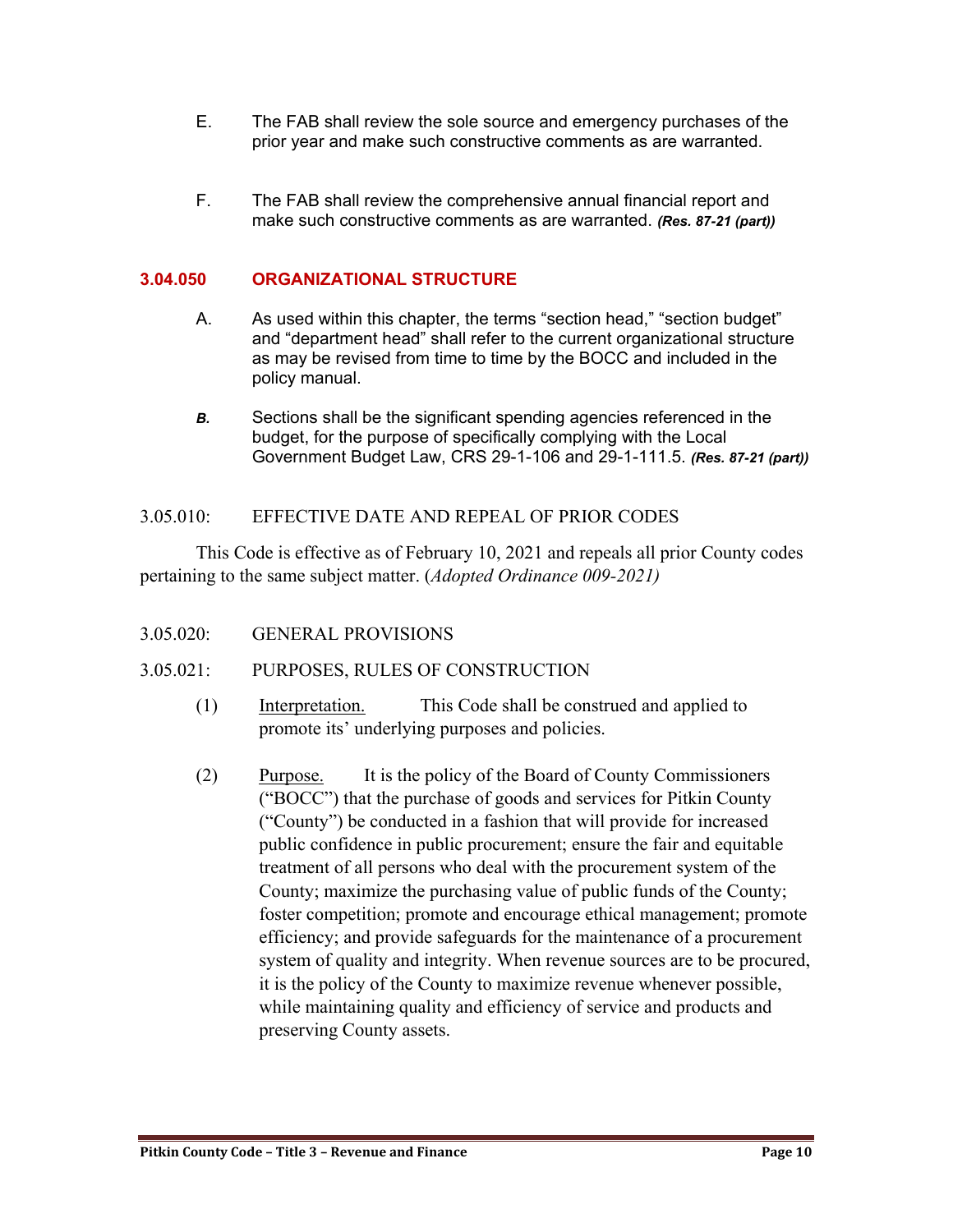E. The FAB shall review the sole source and emergency purchases of the prior year and make such constructive comments as are warranted.

F. The FAB shall review the comprehensive annual financial report and make such constructive comments as are warranted. ***(Res. 87-21 (part))***

## 3.04.050 ORGANIZATIONAL STRUCTURE

A. As used within this chapter, the terms “section head,” “section budget” and “department head” shall refer to the current organizational structure as may be revised from time to time by the BOCC and included in the policy manual.

***B.*** Sections shall be the significant spending agencies referenced in the budget, for the purpose of specifically complying with the Local Government Budget Law, CRS 29-1-106 and 29-1-111.5. ***(Res. 87-21 (part))***

## 3.05.010: EFFECTIVE DATE AND REPEAL OF PRIOR CODES

This Code is effective as of February 10, 2021 and repeals all prior County codes pertaining to the same subject matter. (*Adopted Ordinance 009-2021)*

## 3.05.020: GENERAL PROVISIONS

## 3.05.021: PURPOSES, RULES OF CONSTRUCTION

(1) Interpretation. This Code shall be construed and applied to promote its’ underlying purposes and policies.

(2) Purpose. It is the policy of the Board of County Commissioners (“BOCC”) that the purchase of goods and services for Pitkin County (“County”) be conducted in a fashion that will provide for increased public confidence in public procurement; ensure the fair and equitable treatment of all persons who deal with the procurement system of the County; maximize the purchasing value of public funds of the County; foster competition; promote and encourage ethical management; promote efficiency; and provide safeguards for the maintenance of a procurement system of quality and integrity. When revenue sources are to be procured, it is the policy of the County to maximize revenue whenever possible, while maintaining quality and efficiency of service and products and preserving County assets.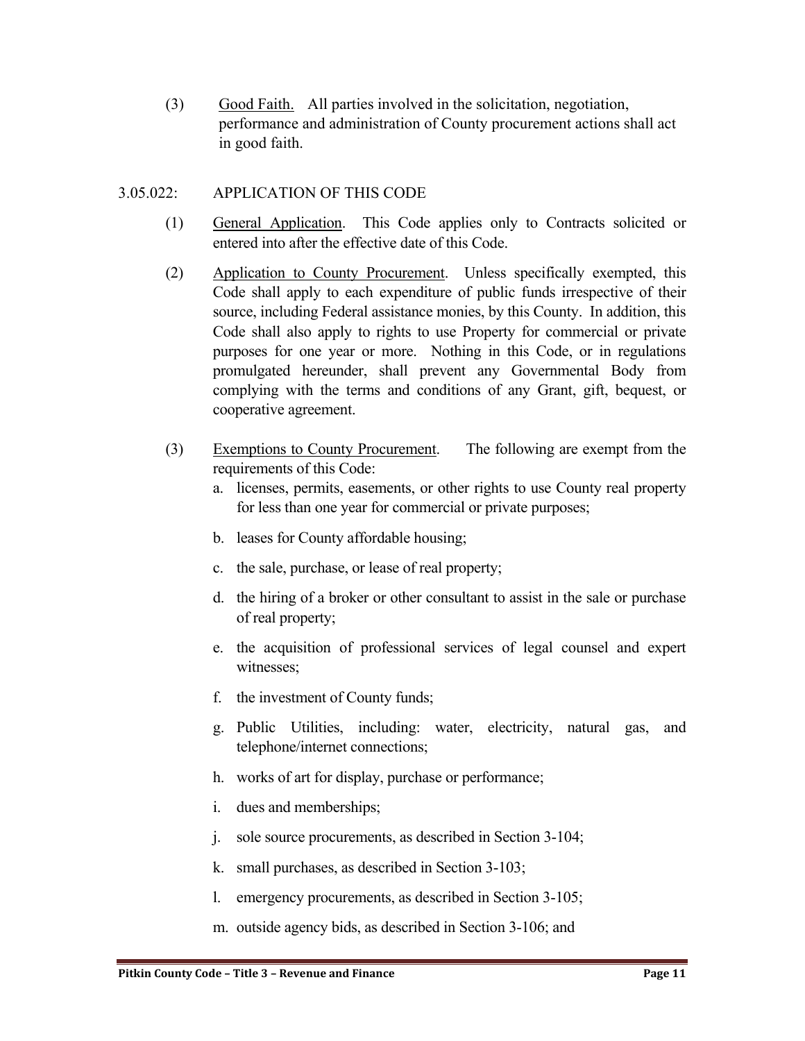(3) Good Faith. All parties involved in the solicitation, negotiation, performance and administration of County procurement actions shall act in good faith.

3.05.022: APPLICATION OF THIS CODE

(1) General Application. This Code applies only to Contracts solicited or entered into after the effective date of this Code.

(2) Application to County Procurement. Unless specifically exempted, this Code shall apply to each expenditure of public funds irrespective of their source, including Federal assistance monies, by this County. In addition, this Code shall also apply to rights to use Property for commercial or private purposes for one year or more. Nothing in this Code, or in regulations promulgated hereunder, shall prevent any Governmental Body from complying with the terms and conditions of any Grant, gift, bequest, or cooperative agreement.

(3) Exemptions to County Procurement. The following are exempt from the requirements of this Code:

a. licenses, permits, easements, or other rights to use County real property for less than one year for commercial or private purposes;

b. leases for County affordable housing;

c. the sale, purchase, or lease of real property;

d. the hiring of a broker or other consultant to assist in the sale or purchase of real property;

e. the acquisition of professional services of legal counsel and expert witnesses;

f. the investment of County funds;

g. Public Utilities, including: water, electricity, natural gas, and telephone/internet connections;

h. works of art for display, purchase or performance;

i. dues and memberships;

j. sole source procurements, as described in Section 3-104;

k. small purchases, as described in Section 3-103;

l. emergency procurements, as described in Section 3-105;

m. outside agency bids, as described in Section 3-106; and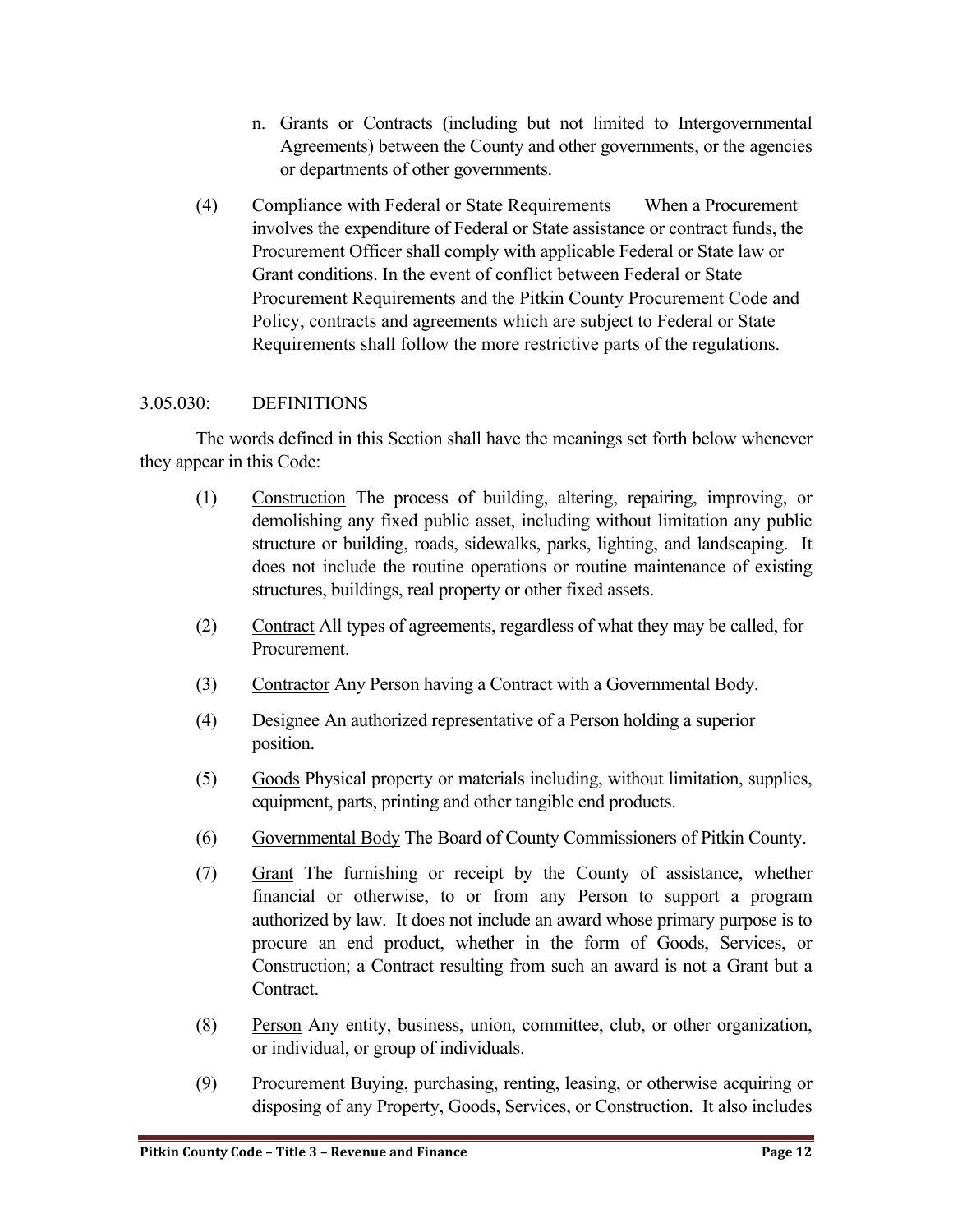n. Grants or Contracts (including but not limited to Intergovernmental Agreements) between the County and other governments, or the agencies or departments of other governments.

(4) Compliance with Federal or State Requirements When a Procurement involves the expenditure of Federal or State assistance or contract funds, the Procurement Officer shall comply with applicable Federal or State law or Grant conditions. In the event of conflict between Federal or State Procurement Requirements and the Pitkin County Procurement Code and Policy, contracts and agreements which are subject to Federal or State Requirements shall follow the more restrictive parts of the regulations.

## 3.05.030: DEFINITIONS

The words defined in this Section shall have the meanings set forth below whenever they appear in this Code:

(1) Construction The process of building, altering, repairing, improving, or demolishing any fixed public asset, including without limitation any public structure or building, roads, sidewalks, parks, lighting, and landscaping. It does not include the routine operations or routine maintenance of existing structures, buildings, real property or other fixed assets.

(2) Contract All types of agreements, regardless of what they may be called, for Procurement.

(3) Contractor Any Person having a Contract with a Governmental Body.

(4) Designee An authorized representative of a Person holding a superior position.

(5) Goods Physical property or materials including, without limitation, supplies, equipment, parts, printing and other tangible end products.

(6) Governmental Body The Board of County Commissioners of Pitkin County.

(7) Grant The furnishing or receipt by the County of assistance, whether financial or otherwise, to or from any Person to support a program authorized by law. It does not include an award whose primary purpose is to procure an end product, whether in the form of Goods, Services, or Construction; a Contract resulting from such an award is not a Grant but a Contract.

(8) Person Any entity, business, union, committee, club, or other organization, or individual, or group of individuals.

(9) Procurement Buying, purchasing, renting, leasing, or otherwise acquiring or disposing of any Property, Goods, Services, or Construction. It also includes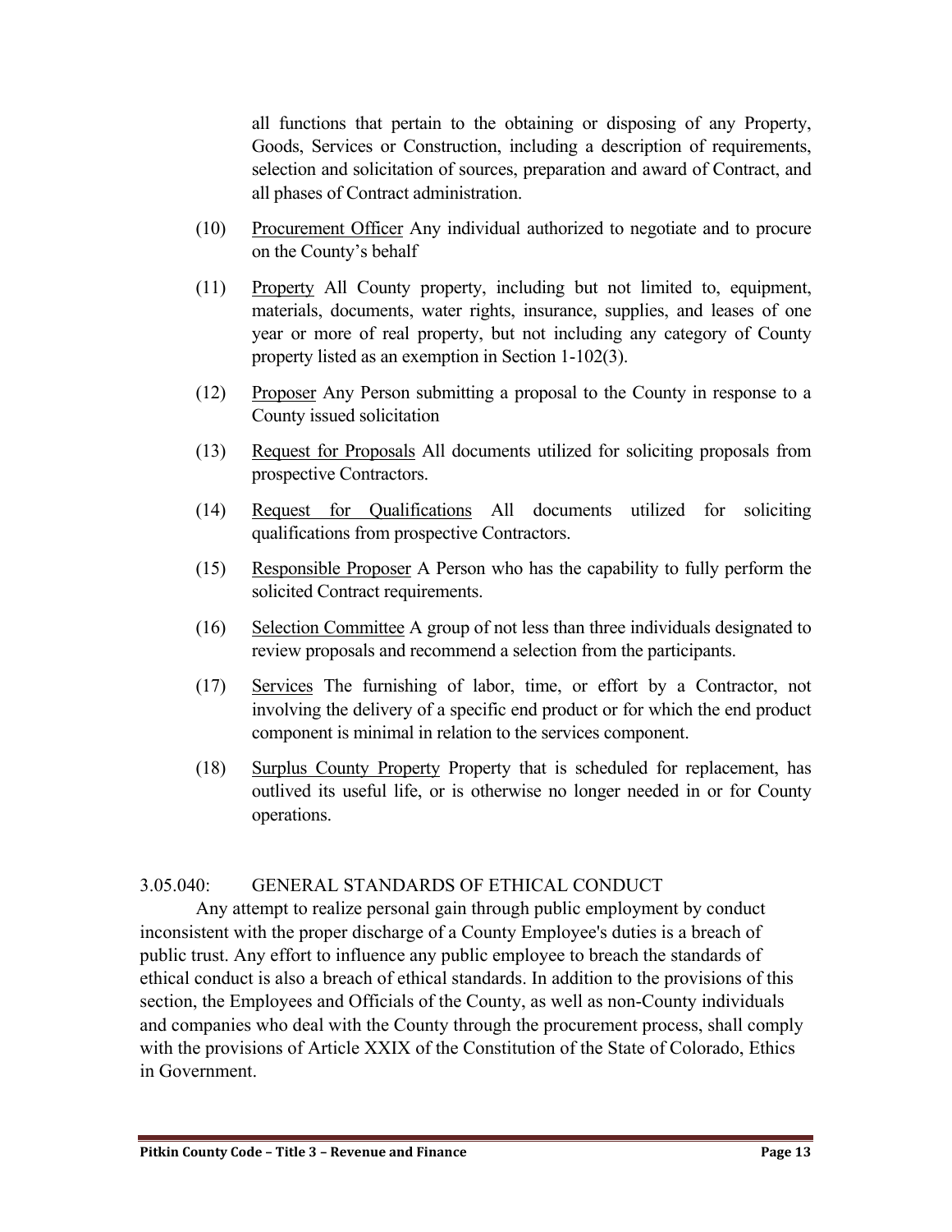all functions that pertain to the obtaining or disposing of any Property, Goods, Services or Construction, including a description of requirements, selection and solicitation of sources, preparation and award of Contract, and all phases of Contract administration.

(10) Procurement Officer Any individual authorized to negotiate and to procure on the County's behalf

(11) Property All County property, including but not limited to, equipment, materials, documents, water rights, insurance, supplies, and leases of one year or more of real property, but not including any category of County property listed as an exemption in Section 1-102(3).

(12) Proposer Any Person submitting a proposal to the County in response to a County issued solicitation

(13) Request for Proposals All documents utilized for soliciting proposals from prospective Contractors.

(14) Request for Qualifications All documents utilized for soliciting qualifications from prospective Contractors.

(15) Responsible Proposer A Person who has the capability to fully perform the solicited Contract requirements.

(16) Selection Committee A group of not less than three individuals designated to review proposals and recommend a selection from the participants.

(17) Services The furnishing of labor, time, or effort by a Contractor, not involving the delivery of a specific end product or for which the end product component is minimal in relation to the services component.

(18) Surplus County Property Property that is scheduled for replacement, has outlived its useful life, or is otherwise no longer needed in or for County operations.

## 3.05.040: GENERAL STANDARDS OF ETHICAL CONDUCT

Any attempt to realize personal gain through public employment by conduct inconsistent with the proper discharge of a County Employee's duties is a breach of public trust. Any effort to influence any public employee to breach the standards of ethical conduct is also a breach of ethical standards. In addition to the provisions of this section, the Employees and Officials of the County, as well as non-County individuals and companies who deal with the County through the procurement process, shall comply with the provisions of Article XXIX of the Constitution of the State of Colorado, Ethics in Government.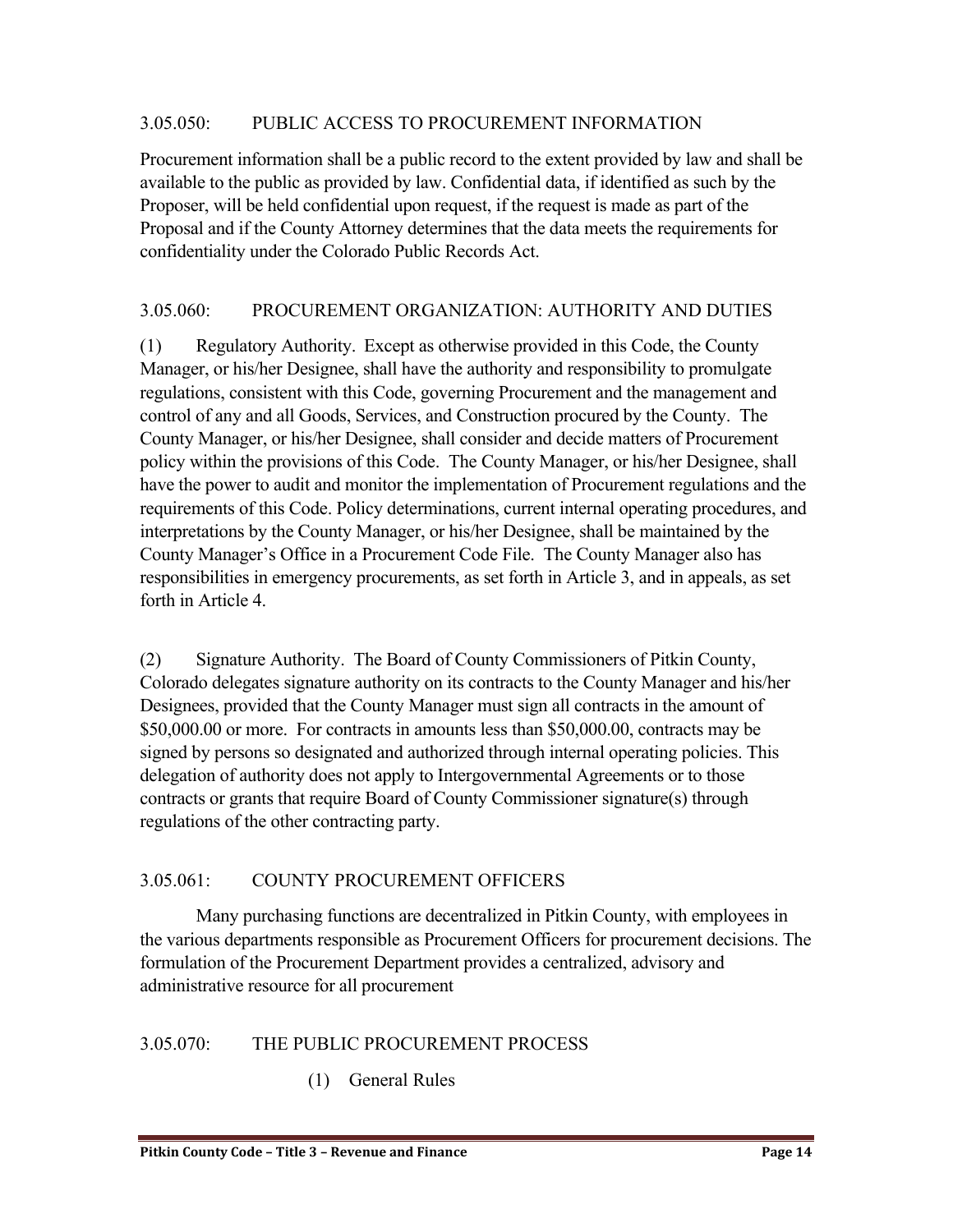### 3.05.050: PUBLIC ACCESS TO PROCUREMENT INFORMATION

Procurement information shall be a public record to the extent provided by law and shall be available to the public as provided by law. Confidential data, if identified as such by the Proposer, will be held confidential upon request, if the request is made as part of the Proposal and if the County Attorney determines that the data meets the requirements for confidentiality under the Colorado Public Records Act.

### 3.05.060: PROCUREMENT ORGANIZATION: AUTHORITY AND DUTIES

(1) Regulatory Authority. Except as otherwise provided in this Code, the County Manager, or his/her Designee, shall have the authority and responsibility to promulgate regulations, consistent with this Code, governing Procurement and the management and control of any and all Goods, Services, and Construction procured by the County. The County Manager, or his/her Designee, shall consider and decide matters of Procurement policy within the provisions of this Code. The County Manager, or his/her Designee, shall have the power to audit and monitor the implementation of Procurement regulations and the requirements of this Code. Policy determinations, current internal operating procedures, and interpretations by the County Manager, or his/her Designee, shall be maintained by the County Manager's Office in a Procurement Code File. The County Manager also has responsibilities in emergency procurements, as set forth in Article 3, and in appeals, as set forth in Article 4.

(2) Signature Authority. The Board of County Commissioners of Pitkin County, Colorado delegates signature authority on its contracts to the County Manager and his/her Designees, provided that the County Manager must sign all contracts in the amount of $50,000.00 or more. For contracts in amounts less than $50,000.00, contracts may be signed by persons so designated and authorized through internal operating policies. This delegation of authority does not apply to Intergovernmental Agreements or to those contracts or grants that require Board of County Commissioner signature(s) through regulations of the other contracting party.

### 3.05.061: COUNTY PROCUREMENT OFFICERS

Many purchasing functions are decentralized in Pitkin County, with employees in the various departments responsible as Procurement Officers for procurement decisions. The formulation of the Procurement Department provides a centralized, advisory and administrative resource for all procurement

### 3.05.070: THE PUBLIC PROCUREMENT PROCESS

(1) General Rules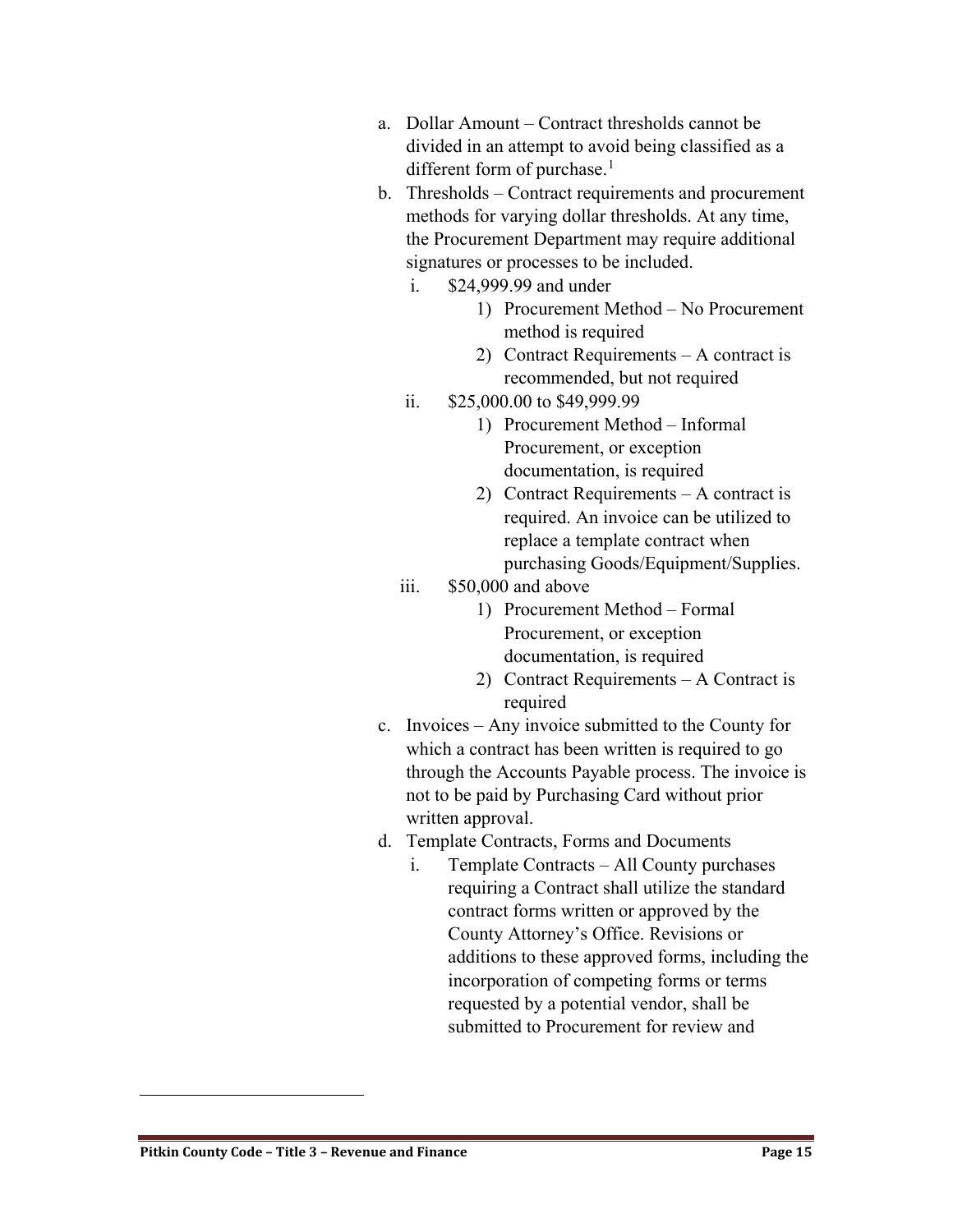a. Dollar Amount – Contract thresholds cannot be divided in an attempt to avoid being classified as a different form of purchase.[1]

b. Thresholds – Contract requirements and procurement methods for varying dollar thresholds. At any time, the Procurement Department may require additional signatures or processes to be included.

   i. $24,999.99 and under

      1) Procurement Method – No Procurement method is required

      2) Contract Requirements – A contract is recommended, but not required

   ii. $25,000.00 to $49,999.99

      1) Procurement Method – Informal Procurement, or exception documentation, is required

      2) Contract Requirements – A contract is required. An invoice can be utilized to replace a template contract when purchasing Goods/Equipment/Supplies.

   iii. $50,000 and above

      1) Procurement Method – Formal Procurement, or exception documentation, is required

      2) Contract Requirements – A Contract is required

c. Invoices – Any invoice submitted to the County for which a contract has been written is required to go through the Accounts Payable process. The invoice is not to be paid by Purchasing Card without prior written approval.

d. Template Contracts, Forms and Documents

   i. Template Contracts – All County purchases requiring a Contract shall utilize the standard contract forms written or approved by the County Attorney's Office. Revisions or additions to these approved forms, including the incorporation of competing forms or terms requested by a potential vendor, shall be submitted to Procurement for review and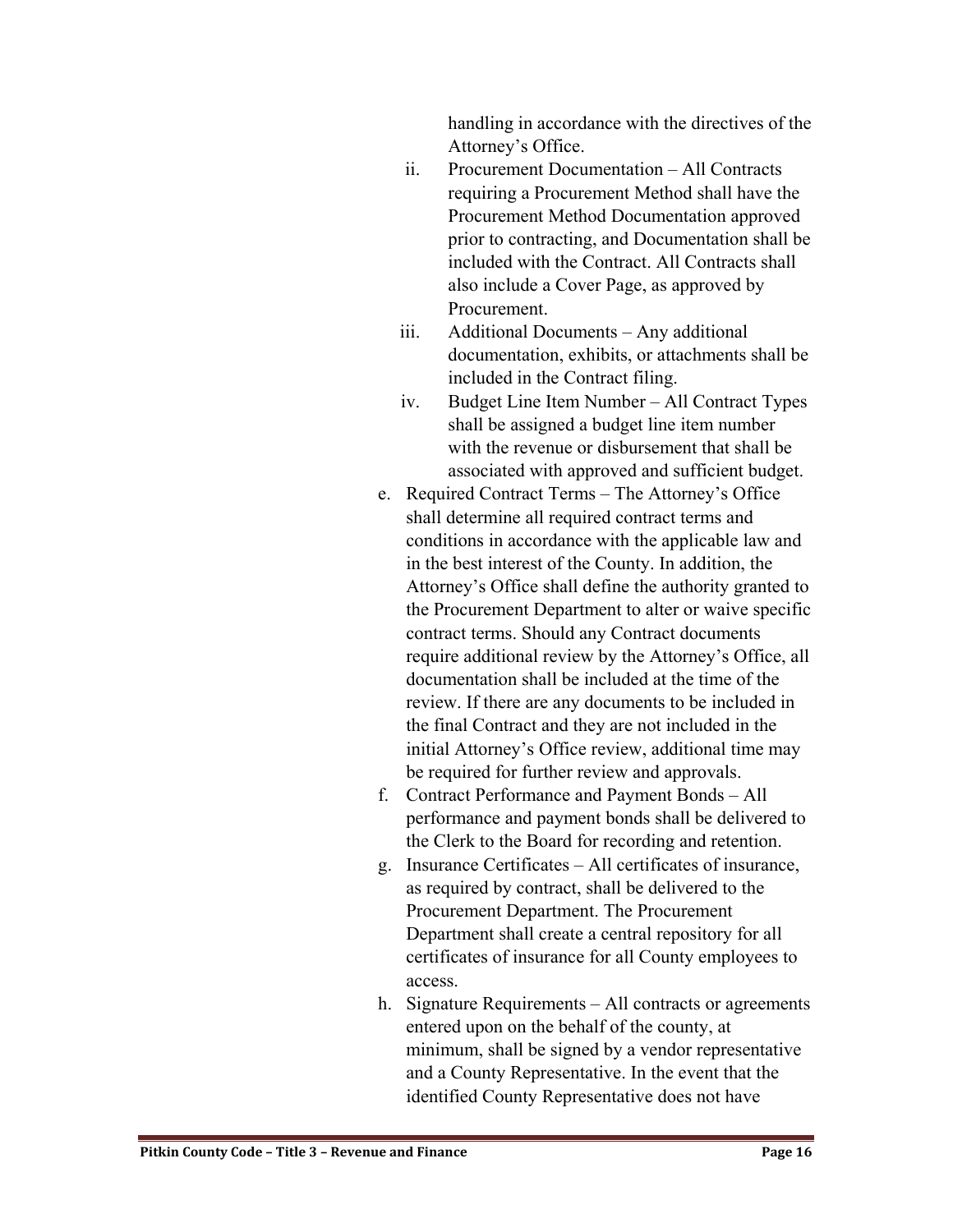handling in accordance with the directives of the Attorney's Office.

ii. Procurement Documentation – All Contracts requiring a Procurement Method shall have the Procurement Method Documentation approved prior to contracting, and Documentation shall be included with the Contract. All Contracts shall also include a Cover Page, as approved by Procurement.

iii. Additional Documents – Any additional documentation, exhibits, or attachments shall be included in the Contract filing.

iv. Budget Line Item Number – All Contract Types shall be assigned a budget line item number with the revenue or disbursement that shall be associated with approved and sufficient budget.

e. Required Contract Terms – The Attorney's Office shall determine all required contract terms and conditions in accordance with the applicable law and in the best interest of the County. In addition, the Attorney's Office shall define the authority granted to the Procurement Department to alter or waive specific contract terms. Should any Contract documents require additional review by the Attorney's Office, all documentation shall be included at the time of the review. If there are any documents to be included in the final Contract and they are not included in the initial Attorney's Office review, additional time may be required for further review and approvals.

f. Contract Performance and Payment Bonds – All performance and payment bonds shall be delivered to the Clerk to the Board for recording and retention.

g. Insurance Certificates – All certificates of insurance, as required by contract, shall be delivered to the Procurement Department. The Procurement Department shall create a central repository for all certificates of insurance for all County employees to access.

h. Signature Requirements – All contracts or agreements entered upon on the behalf of the county, at minimum, shall be signed by a vendor representative and a County Representative. In the event that the identified County Representative does not have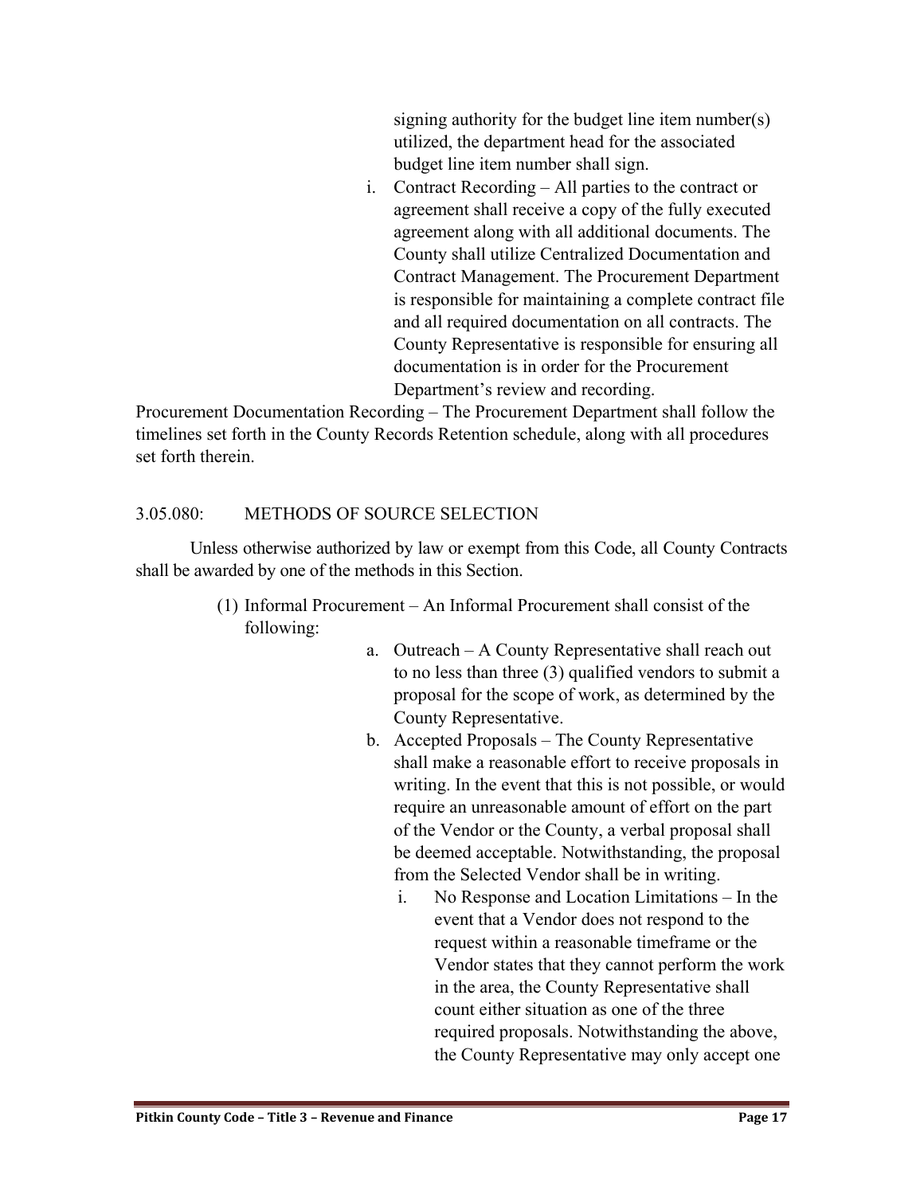signing authority for the budget line item number(s) utilized, the department head for the associated budget line item number shall sign.

i. Contract Recording – All parties to the contract or agreement shall receive a copy of the fully executed agreement along with all additional documents. The County shall utilize Centralized Documentation and Contract Management. The Procurement Department is responsible for maintaining a complete contract file and all required documentation on all contracts. The County Representative is responsible for ensuring all documentation is in order for the Procurement Department's review and recording.

Procurement Documentation Recording – The Procurement Department shall follow the timelines set forth in the County Records Retention schedule, along with all procedures set forth therein.

## 3.05.080: METHODS OF SOURCE SELECTION

Unless otherwise authorized by law or exempt from this Code, all County Contracts shall be awarded by one of the methods in this Section.

(1) Informal Procurement – An Informal Procurement shall consist of the following:

a. Outreach – A County Representative shall reach out to no less than three (3) qualified vendors to submit a proposal for the scope of work, as determined by the County Representative.

b. Accepted Proposals – The County Representative shall make a reasonable effort to receive proposals in writing. In the event that this is not possible, or would require an unreasonable amount of effort on the part of the Vendor or the County, a verbal proposal shall be deemed acceptable. Notwithstanding, the proposal from the Selected Vendor shall be in writing.

i. No Response and Location Limitations – In the event that a Vendor does not respond to the request within a reasonable timeframe or the Vendor states that they cannot perform the work in the area, the County Representative shall count either situation as one of the three required proposals. Notwithstanding the above, the County Representative may only accept one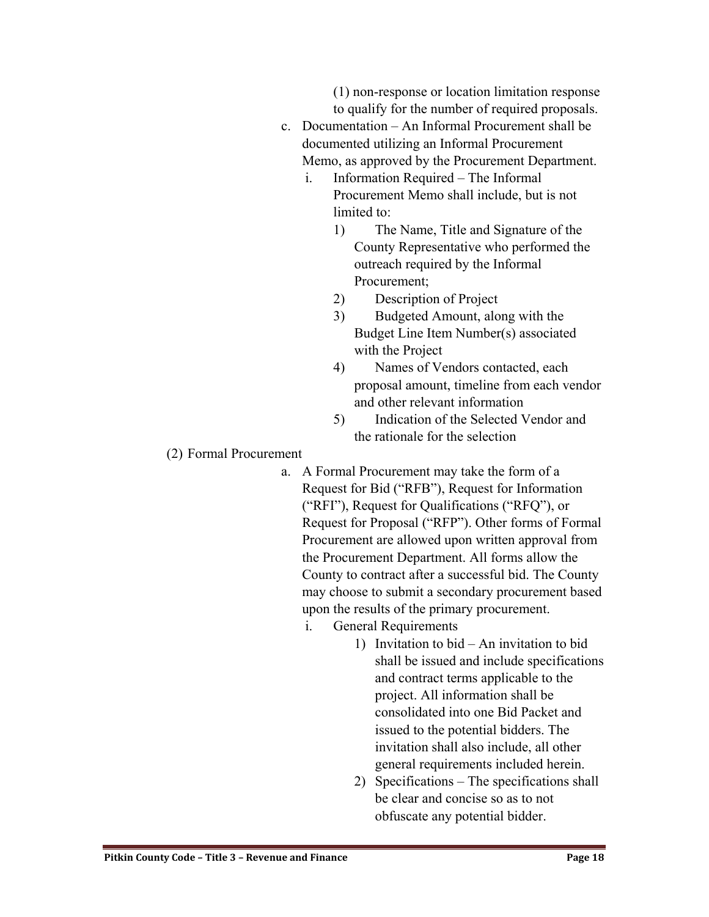(1) non-response or location limitation response to qualify for the number of required proposals.

c. Documentation – An Informal Procurement shall be documented utilizing an Informal Procurement Memo, as approved by the Procurement Department.

   i. Information Required – The Informal Procurement Memo shall include, but is not limited to:

      1) The Name, Title and Signature of the County Representative who performed the outreach required by the Informal Procurement;
      2) Description of Project
      3) Budgeted Amount, along with the Budget Line Item Number(s) associated with the Project
      4) Names of Vendors contacted, each proposal amount, timeline from each vendor and other relevant information
      5) Indication of the Selected Vendor and the rationale for the selection

(2) Formal Procurement

a. A Formal Procurement may take the form of a Request for Bid ("RFB"), Request for Information ("RFI"), Request for Qualifications ("RFQ"), or Request for Proposal ("RFP"). Other forms of Formal Procurement are allowed upon written approval from the Procurement Department. All forms allow the County to contract after a successful bid. The County may choose to submit a secondary procurement based upon the results of the primary procurement.

   i. General Requirements

      1) Invitation to bid – An invitation to bid shall be issued and include specifications and contract terms applicable to the project. All information shall be consolidated into one Bid Packet and issued to the potential bidders. The invitation shall also include, all other general requirements included herein.
      2) Specifications – The specifications shall be clear and concise so as to not obfuscate any potential bidder.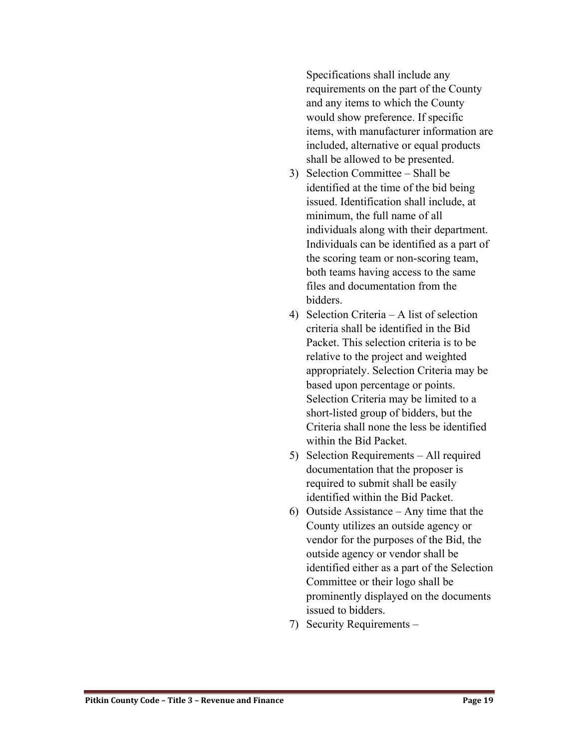Specifications shall include any requirements on the part of the County and any items to which the County would show preference. If specific items, with manufacturer information are included, alternative or equal products shall be allowed to be presented.

3) Selection Committee – Shall be identified at the time of the bid being issued. Identification shall include, at minimum, the full name of all individuals along with their department. Individuals can be identified as a part of the scoring team or non-scoring team, both teams having access to the same files and documentation from the bidders.
4) Selection Criteria – A list of selection criteria shall be identified in the Bid Packet. This selection criteria is to be relative to the project and weighted appropriately. Selection Criteria may be based upon percentage or points. Selection Criteria may be limited to a short-listed group of bidders, but the Criteria shall none the less be identified within the Bid Packet.
5) Selection Requirements – All required documentation that the proposer is required to submit shall be easily identified within the Bid Packet.
6) Outside Assistance – Any time that the County utilizes an outside agency or vendor for the purposes of the Bid, the outside agency or vendor shall be identified either as a part of the Selection Committee or their logo shall be prominently displayed on the documents issued to bidders.
7) Security Requirements –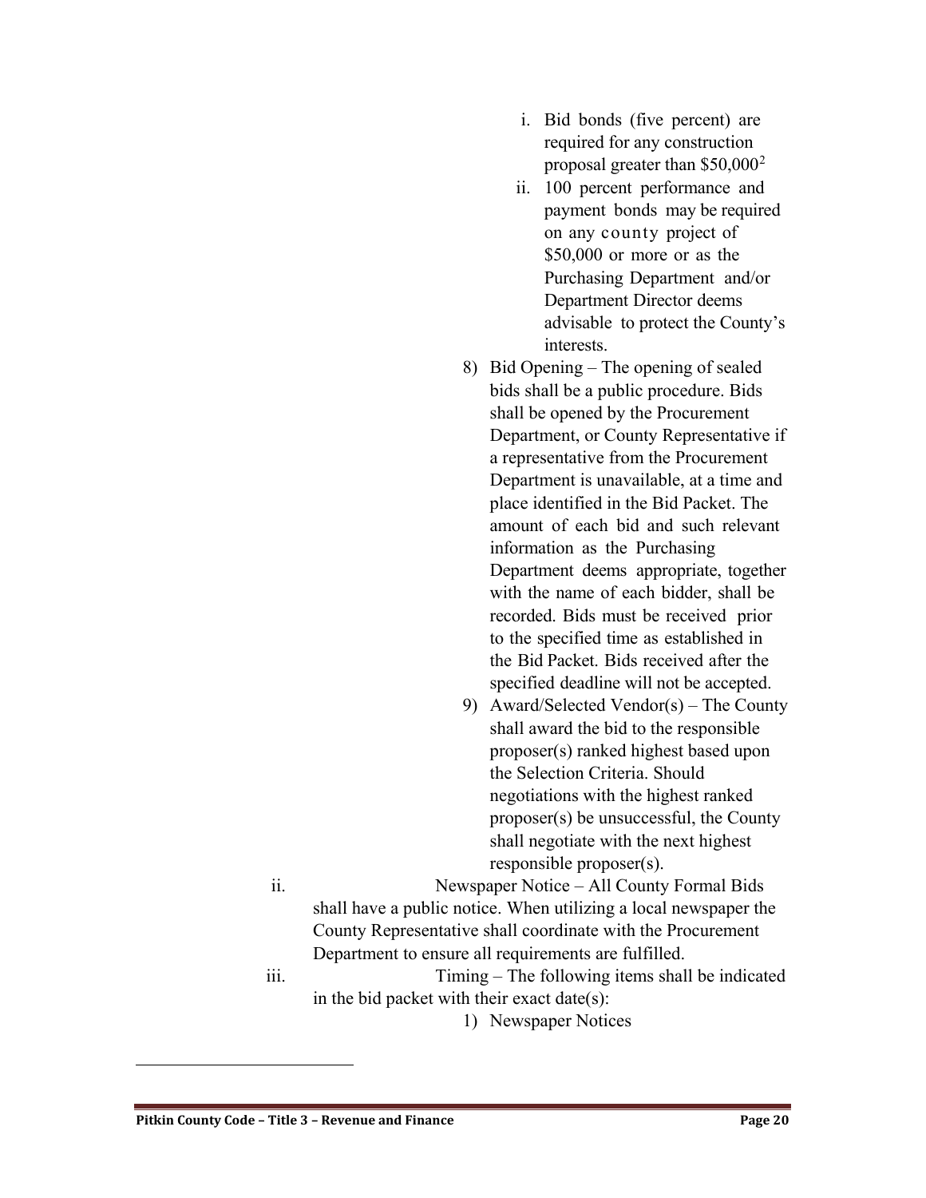i. Bid bonds (five percent) are required for any construction proposal greater than $50,000[2]
   ii. 100 percent performance and payment bonds may be required on any county project of $50,000 or more or as the Purchasing Department and/or Department Director deems advisable to protect the County's interests.

8) Bid Opening – The opening of sealed bids shall be a public procedure. Bids shall be opened by the Procurement Department, or County Representative if a representative from the Procurement Department is unavailable, at a time and place identified in the Bid Packet. The amount of each bid and such relevant information as the Purchasing Department deems appropriate, together with the name of each bidder, shall be recorded. Bids must be received prior to the specified time as established in the Bid Packet. Bids received after the specified deadline will not be accepted.

9) Award/Selected Vendor(s) – The County shall award the bid to the responsible proposer(s) ranked highest based upon the Selection Criteria. Should negotiations with the highest ranked proposer(s) be unsuccessful, the County shall negotiate with the next highest responsible proposer(s).

ii. Newspaper Notice – All County Formal Bids shall have a public notice. When utilizing a local newspaper the County Representative shall coordinate with the Procurement Department to ensure all requirements are fulfilled.

iii. Timing – The following items shall be indicated in the bid packet with their exact date(s):

1) Newspaper Notices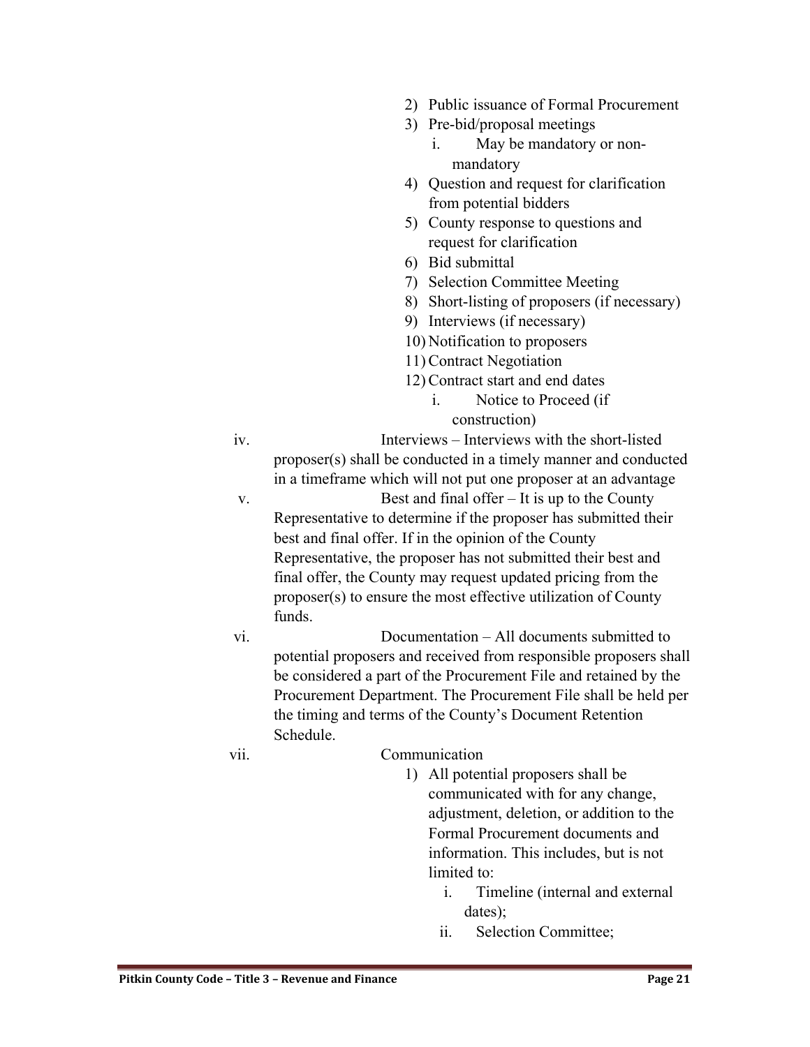2) Public issuance of Formal Procurement
3) Pre-bid/proposal meetings
    i. May be mandatory or non-mandatory
4) Question and request for clarification from potential bidders
5) County response to questions and request for clarification
6) Bid submittal
7) Selection Committee Meeting
8) Short-listing of proposers (if necessary)
9) Interviews (if necessary)
10) Notification to proposers
11) Contract Negotiation
12) Contract start and end dates
    i. Notice to Proceed (if construction)

iv. Interviews – Interviews with the short-listed proposer(s) shall be conducted in a timely manner and conducted in a timeframe which will not put one proposer at an advantage

v. Best and final offer – It is up to the County Representative to determine if the proposer has submitted their best and final offer. If in the opinion of the County Representative, the proposer has not submitted their best and final offer, the County may request updated pricing from the proposer(s) to ensure the most effective utilization of County funds.

vi. Documentation – All documents submitted to potential proposers and received from responsible proposers shall be considered a part of the Procurement File and retained by the Procurement Department. The Procurement File shall be held per the timing and terms of the County's Document Retention Schedule.

vii. Communication

1) All potential proposers shall be communicated with for any change, adjustment, deletion, or addition to the Formal Procurement documents and information. This includes, but is not limited to:
    i. Timeline (internal and external dates);
    ii. Selection Committee;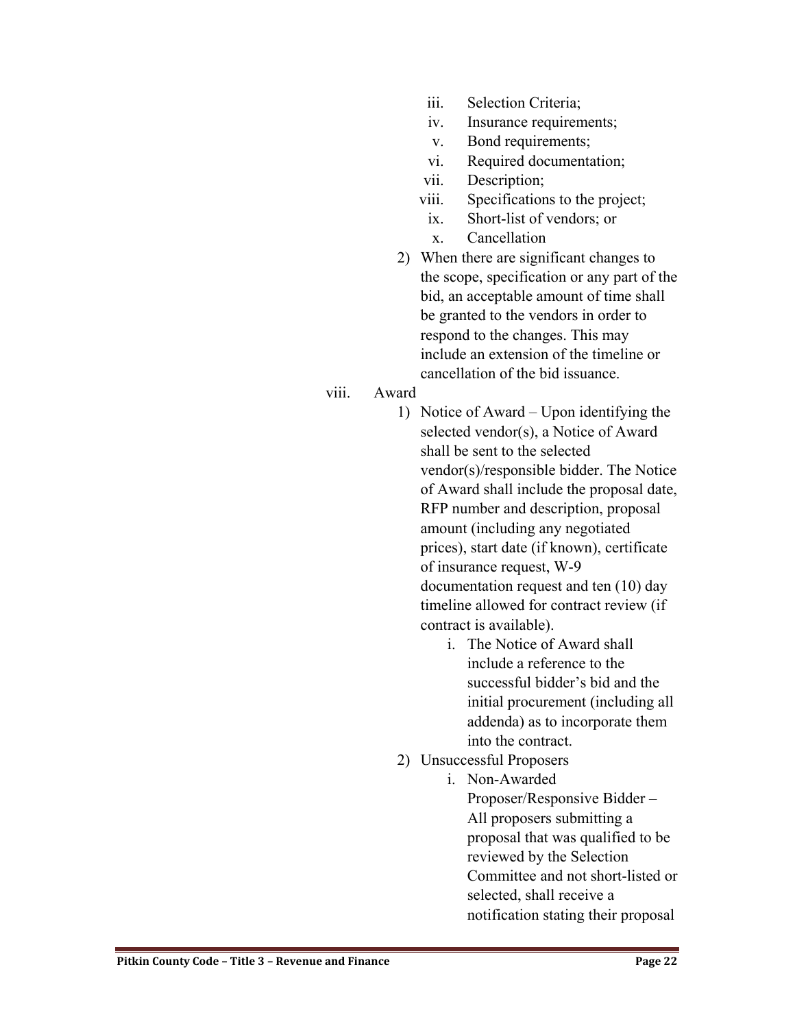iii. Selection Criteria;
iv. Insurance requirements;
v. Bond requirements;
vi. Required documentation;
vii. Description;
viii. Specifications to the project;
ix. Short-list of vendors; or
x. Cancellation

2) When there are significant changes to the scope, specification or any part of the bid, an acceptable amount of time shall be granted to the vendors in order to respond to the changes. This may include an extension of the timeline or cancellation of the bid issuance.

viii. Award

1) Notice of Award – Upon identifying the selected vendor(s), a Notice of Award shall be sent to the selected vendor(s)/responsible bidder. The Notice of Award shall include the proposal date, RFP number and description, proposal amount (including any negotiated prices), start date (if known), certificate of insurance request, W-9 documentation request and ten (10) day timeline allowed for contract review (if contract is available).

   i. The Notice of Award shall include a reference to the successful bidder's bid and the initial procurement (including all addenda) as to incorporate them into the contract.

2) Unsuccessful Proposers

   i. Non-Awarded Proposer/Responsive Bidder – All proposers submitting a proposal that was qualified to be reviewed by the Selection Committee and not short-listed or selected, shall receive a notification stating their proposal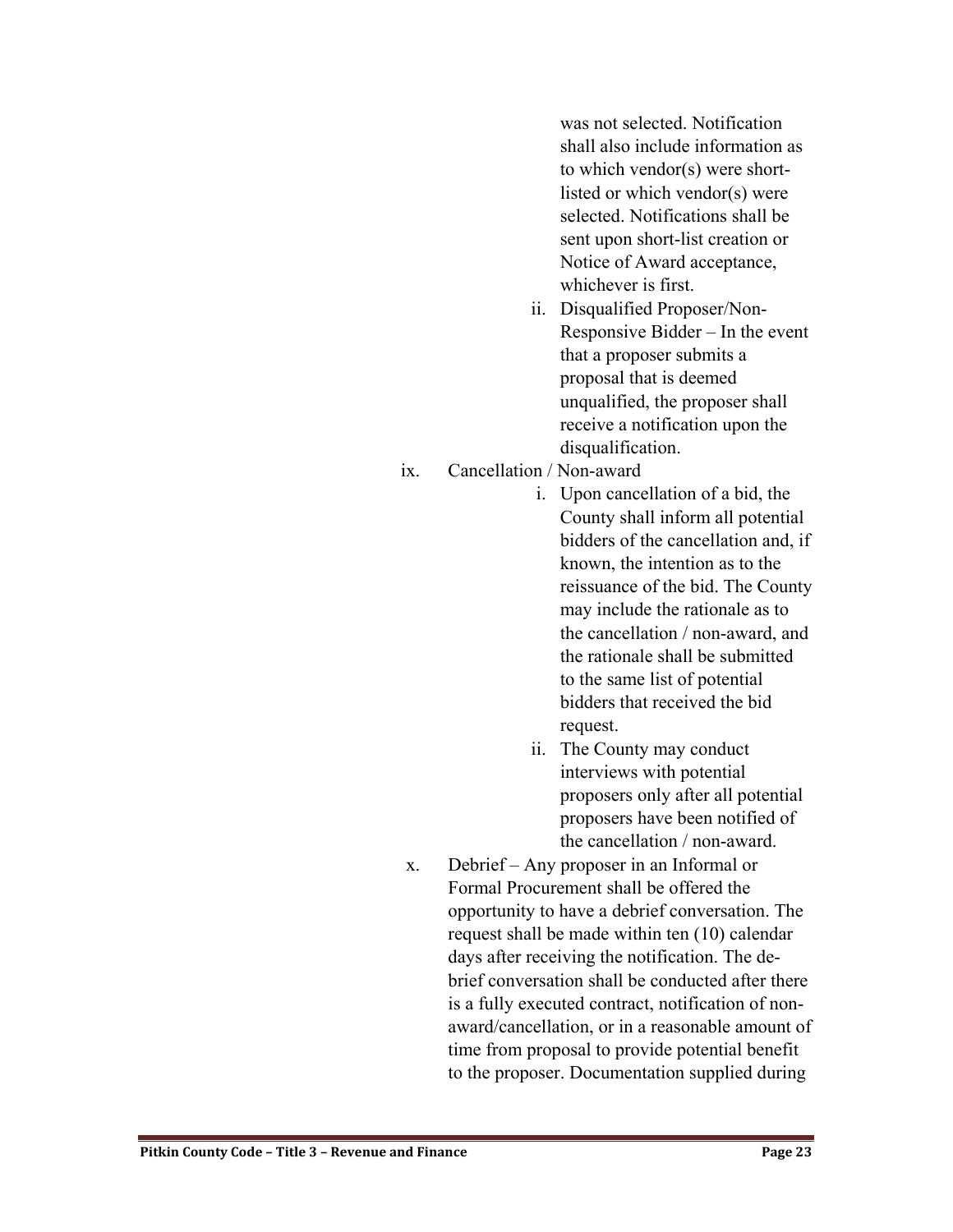was not selected. Notification shall also include information as to which vendor(s) were short-listed or which vendor(s) were selected. Notifications shall be sent upon short-list creation or Notice of Award acceptance, whichever is first.

ii. Disqualified Proposer/Non-Responsive Bidder – In the event that a proposer submits a proposal that is deemed unqualified, the proposer shall receive a notification upon the disqualification.

ix. Cancellation / Non-award

i. Upon cancellation of a bid, the County shall inform all potential bidders of the cancellation and, if known, the intention as to the reissuance of the bid. The County may include the rationale as to the cancellation / non-award, and the rationale shall be submitted to the same list of potential bidders that received the bid request.

ii. The County may conduct interviews with potential proposers only after all potential proposers have been notified of the cancellation / non-award.

x. Debrief – Any proposer in an Informal or Formal Procurement shall be offered the opportunity to have a debrief conversation. The request shall be made within ten (10) calendar days after receiving the notification. The de-brief conversation shall be conducted after there is a fully executed contract, notification of non-award/cancellation, or in a reasonable amount of time from proposal to provide potential benefit to the proposer. Documentation supplied during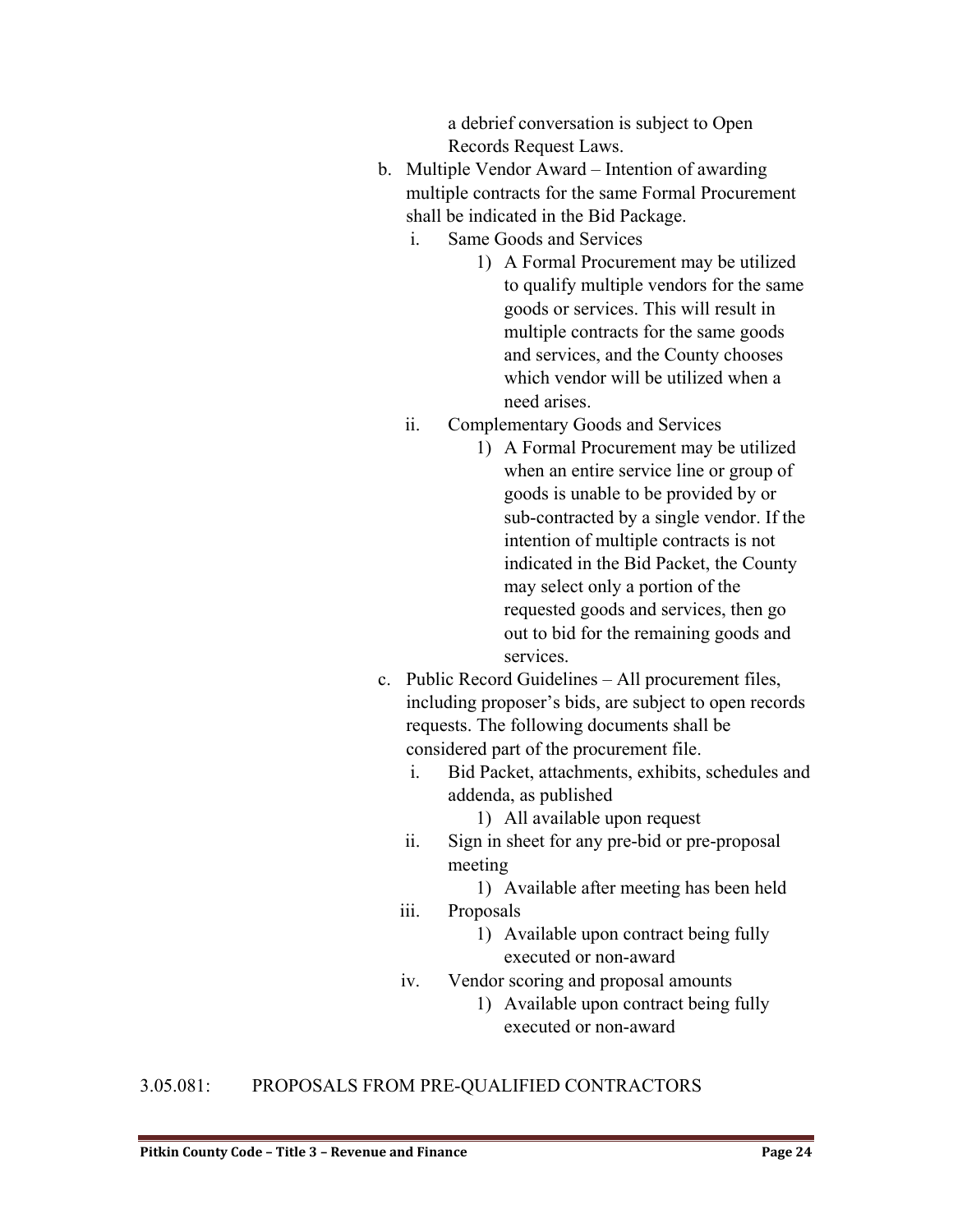a debrief conversation is subject to Open Records Request Laws.

b. Multiple Vendor Award – Intention of awarding multiple contracts for the same Formal Procurement shall be indicated in the Bid Package.
   - i. Same Goods and Services
     - 1) A Formal Procurement may be utilized to qualify multiple vendors for the same goods or services. This will result in multiple contracts for the same goods and services, and the County chooses which vendor will be utilized when a need arises.
   - ii. Complementary Goods and Services
     - 1) A Formal Procurement may be utilized when an entire service line or group of goods is unable to be provided by or sub-contracted by a single vendor. If the intention of multiple contracts is not indicated in the Bid Packet, the County may select only a portion of the requested goods and services, then go out to bid for the remaining goods and services.

c. Public Record Guidelines – All procurement files, including proposer's bids, are subject to open records requests. The following documents shall be considered part of the procurement file.
   - i. Bid Packet, attachments, exhibits, schedules and addenda, as published
     - 1) All available upon request
   - ii. Sign in sheet for any pre-bid or pre-proposal meeting
     - 1) Available after meeting has been held
   - iii. Proposals
     - 1) Available upon contract being fully executed or non-award
   - iv. Vendor scoring and proposal amounts
     - 1) Available upon contract being fully executed or non-award

## 3.05.081: PROPOSALS FROM PRE-QUALIFIED CONTRACTORS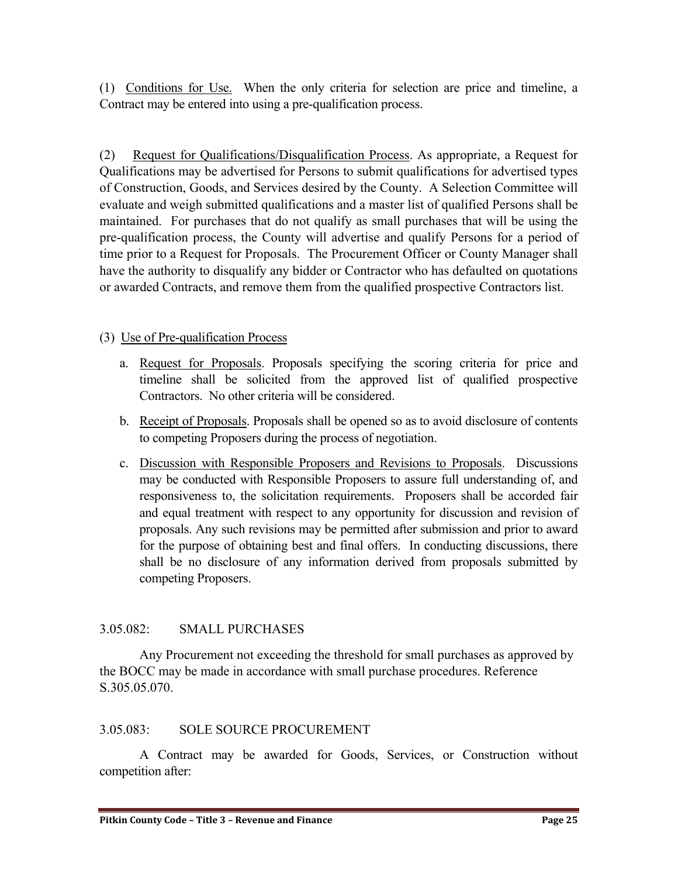(1) Conditions for Use. When the only criteria for selection are price and timeline, a Contract may be entered into using a pre-qualification process.

(2) Request for Qualifications/Disqualification Process. As appropriate, a Request for Qualifications may be advertised for Persons to submit qualifications for advertised types of Construction, Goods, and Services desired by the County. A Selection Committee will evaluate and weigh submitted qualifications and a master list of qualified Persons shall be maintained. For purchases that do not qualify as small purchases that will be using the pre-qualification process, the County will advertise and qualify Persons for a period of time prior to a Request for Proposals. The Procurement Officer or County Manager shall have the authority to disqualify any bidder or Contractor who has defaulted on quotations or awarded Contracts, and remove them from the qualified prospective Contractors list.

(3) Use of Pre-qualification Process

a. Request for Proposals. Proposals specifying the scoring criteria for price and timeline shall be solicited from the approved list of qualified prospective Contractors. No other criteria will be considered.

b. Receipt of Proposals. Proposals shall be opened so as to avoid disclosure of contents to competing Proposers during the process of negotiation.

c. Discussion with Responsible Proposers and Revisions to Proposals. Discussions may be conducted with Responsible Proposers to assure full understanding of, and responsiveness to, the solicitation requirements. Proposers shall be accorded fair and equal treatment with respect to any opportunity for discussion and revision of proposals. Any such revisions may be permitted after submission and prior to award for the purpose of obtaining best and final offers. In conducting discussions, there shall be no disclosure of any information derived from proposals submitted by competing Proposers.

## 3.05.082: SMALL PURCHASES

Any Procurement not exceeding the threshold for small purchases as approved by the BOCC may be made in accordance with small purchase procedures. Reference S.305.05.070.

## 3.05.083: SOLE SOURCE PROCUREMENT

A Contract may be awarded for Goods, Services, or Construction without competition after: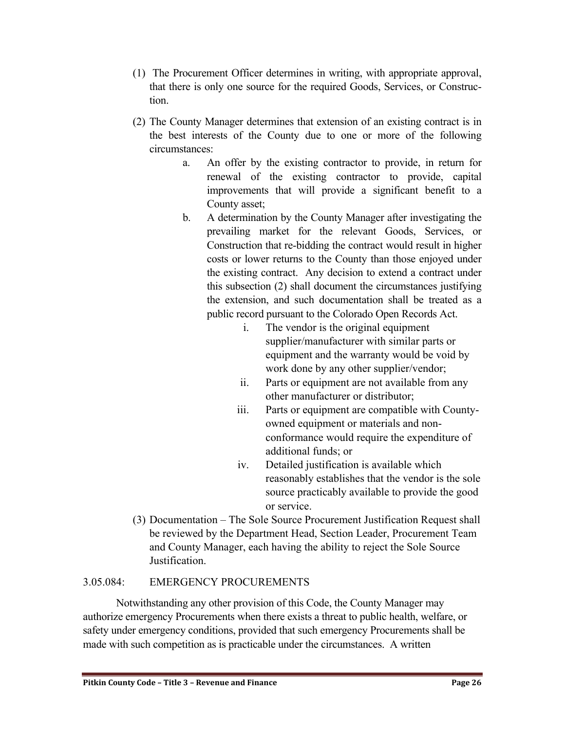(1) The Procurement Officer determines in writing, with appropriate approval, that there is only one source for the required Goods, Services, or Construction.

(2) The County Manager determines that extension of an existing contract is in the best interests of the County due to one or more of the following circumstances:

   a. An offer by the existing contractor to provide, in return for renewal of the existing contractor to provide, capital improvements that will provide a significant benefit to a County asset;

   b. A determination by the County Manager after investigating the prevailing market for the relevant Goods, Services, or Construction that re-bidding the contract would result in higher costs or lower returns to the County than those enjoyed under the existing contract. Any decision to extend a contract under this subsection (2) shall document the circumstances justifying the extension, and such documentation shall be treated as a public record pursuant to the Colorado Open Records Act.

      i. The vendor is the original equipment supplier/manufacturer with similar parts or equipment and the warranty would be void by work done by any other supplier/vendor;

      ii. Parts or equipment are not available from any other manufacturer or distributor;

      iii. Parts or equipment are compatible with County-owned equipment or materials and non-conformance would require the expenditure of additional funds; or

      iv. Detailed justification is available which reasonably establishes that the vendor is the sole source practicably available to provide the good or service.

(3) Documentation – The Sole Source Procurement Justification Request shall be reviewed by the Department Head, Section Leader, Procurement Team and County Manager, each having the ability to reject the Sole Source Justification.

### 3.05.084: EMERGENCY PROCUREMENTS

Notwithstanding any other provision of this Code, the County Manager may authorize emergency Procurements when there exists a threat to public health, welfare, or safety under emergency conditions, provided that such emergency Procurements shall be made with such competition as is practicable under the circumstances. A written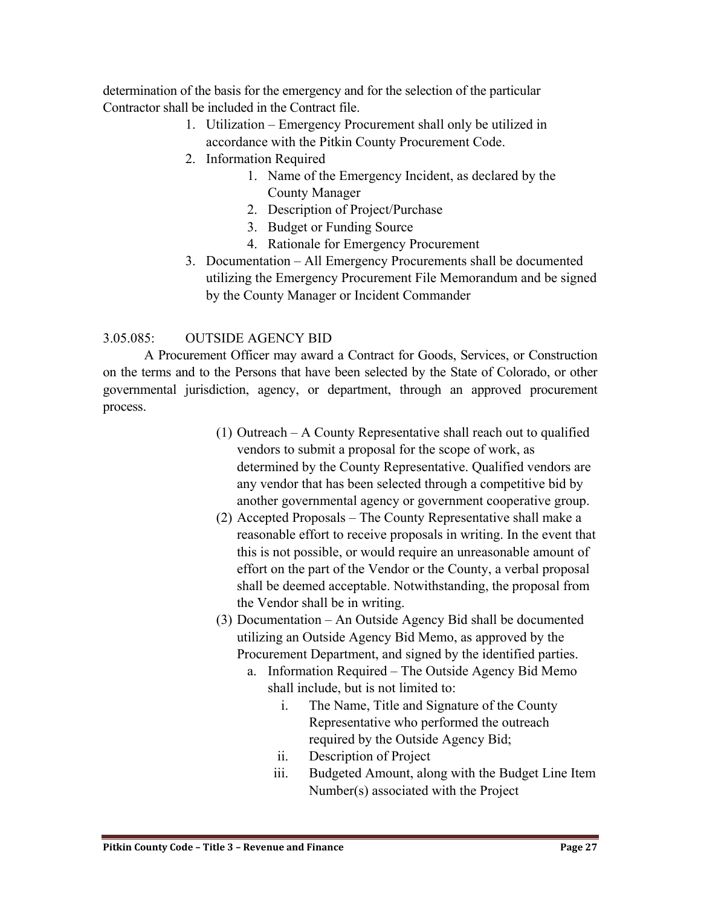determination of the basis for the emergency and for the selection of the particular Contractor shall be included in the Contract file.

1. Utilization – Emergency Procurement shall only be utilized in accordance with the Pitkin County Procurement Code.
2. Information Required
    1. Name of the Emergency Incident, as declared by the County Manager
    2. Description of Project/Purchase
    3. Budget or Funding Source
    4. Rationale for Emergency Procurement
3. Documentation – All Emergency Procurements shall be documented utilizing the Emergency Procurement File Memorandum and be signed by the County Manager or Incident Commander

### 3.05.085: OUTSIDE AGENCY BID

A Procurement Officer may award a Contract for Goods, Services, or Construction on the terms and to the Persons that have been selected by the State of Colorado, or other governmental jurisdiction, agency, or department, through an approved procurement process.

(1) Outreach – A County Representative shall reach out to qualified vendors to submit a proposal for the scope of work, as determined by the County Representative. Qualified vendors are any vendor that has been selected through a competitive bid by another governmental agency or government cooperative group.

(2) Accepted Proposals – The County Representative shall make a reasonable effort to receive proposals in writing. In the event that this is not possible, or would require an unreasonable amount of effort on the part of the Vendor or the County, a verbal proposal shall be deemed acceptable. Notwithstanding, the proposal from the Vendor shall be in writing.

(3) Documentation – An Outside Agency Bid shall be documented utilizing an Outside Agency Bid Memo, as approved by the Procurement Department, and signed by the identified parties.

- a. Information Required – The Outside Agency Bid Memo shall include, but is not limited to:
    - i. The Name, Title and Signature of the County Representative who performed the outreach required by the Outside Agency Bid;
    - ii. Description of Project
    - iii. Budgeted Amount, along with the Budget Line Item Number(s) associated with the Project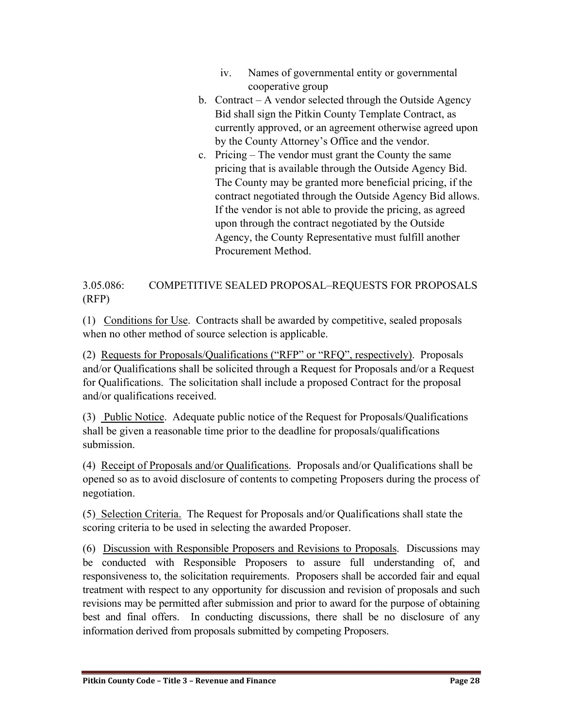iv. Names of governmental entity or governmental cooperative group

b. Contract – A vendor selected through the Outside Agency Bid shall sign the Pitkin County Template Contract, as currently approved, or an agreement otherwise agreed upon by the County Attorney's Office and the vendor.

c. Pricing – The vendor must grant the County the same pricing that is available through the Outside Agency Bid. The County may be granted more beneficial pricing, if the contract negotiated through the Outside Agency Bid allows. If the vendor is not able to provide the pricing, as agreed upon through the contract negotiated by the Outside Agency, the County Representative must fulfill another Procurement Method.

## 3.05.086: COMPETITIVE SEALED PROPOSAL–REQUESTS FOR PROPOSALS (RFP)

(1) Conditions for Use. Contracts shall be awarded by competitive, sealed proposals when no other method of source selection is applicable.

(2) Requests for Proposals/Qualifications ("RFP" or "RFQ", respectively). Proposals and/or Qualifications shall be solicited through a Request for Proposals and/or a Request for Qualifications. The solicitation shall include a proposed Contract for the proposal and/or qualifications received.

(3) Public Notice. Adequate public notice of the Request for Proposals/Qualifications shall be given a reasonable time prior to the deadline for proposals/qualifications submission.

(4) Receipt of Proposals and/or Qualifications. Proposals and/or Qualifications shall be opened so as to avoid disclosure of contents to competing Proposers during the process of negotiation.

(5) Selection Criteria. The Request for Proposals and/or Qualifications shall state the scoring criteria to be used in selecting the awarded Proposer.

(6) Discussion with Responsible Proposers and Revisions to Proposals. Discussions may be conducted with Responsible Proposers to assure full understanding of, and responsiveness to, the solicitation requirements. Proposers shall be accorded fair and equal treatment with respect to any opportunity for discussion and revision of proposals and such revisions may be permitted after submission and prior to award for the purpose of obtaining best and final offers. In conducting discussions, there shall be no disclosure of any information derived from proposals submitted by competing Proposers.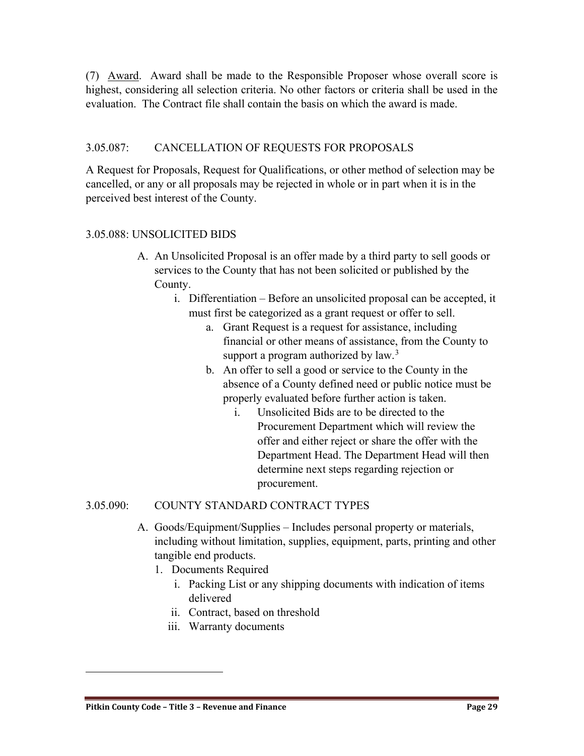(7) Award. Award shall be made to the Responsible Proposer whose overall score is highest, considering all selection criteria. No other factors or criteria shall be used in the evaluation. The Contract file shall contain the basis on which the award is made.

## 3.05.087: CANCELLATION OF REQUESTS FOR PROPOSALS

A Request for Proposals, Request for Qualifications, or other method of selection may be cancelled, or any or all proposals may be rejected in whole or in part when it is in the perceived best interest of the County.

## 3.05.088: UNSOLICITED BIDS

A. An Unsolicited Proposal is an offer made by a third party to sell goods or services to the County that has not been solicited or published by the County.
   - i. Differentiation – Before an unsolicited proposal can be accepted, it must first be categorized as a grant request or offer to sell.
     - a. Grant Request is a request for assistance, including financial or other means of assistance, from the County to support a program authorized by law.[3]
     - b. An offer to sell a good or service to the County in the absence of a County defined need or public notice must be properly evaluated before further action is taken.
       - i. Unsolicited Bids are to be directed to the Procurement Department which will review the offer and either reject or share the offer with the Department Head. The Department Head will then determine next steps regarding rejection or procurement.

## 3.05.090: COUNTY STANDARD CONTRACT TYPES

A. Goods/Equipment/Supplies – Includes personal property or materials, including without limitation, supplies, equipment, parts, printing and other tangible end products.
   1. Documents Required
      - i. Packing List or any shipping documents with indication of items delivered
      - ii. Contract, based on threshold
      - iii. Warranty documents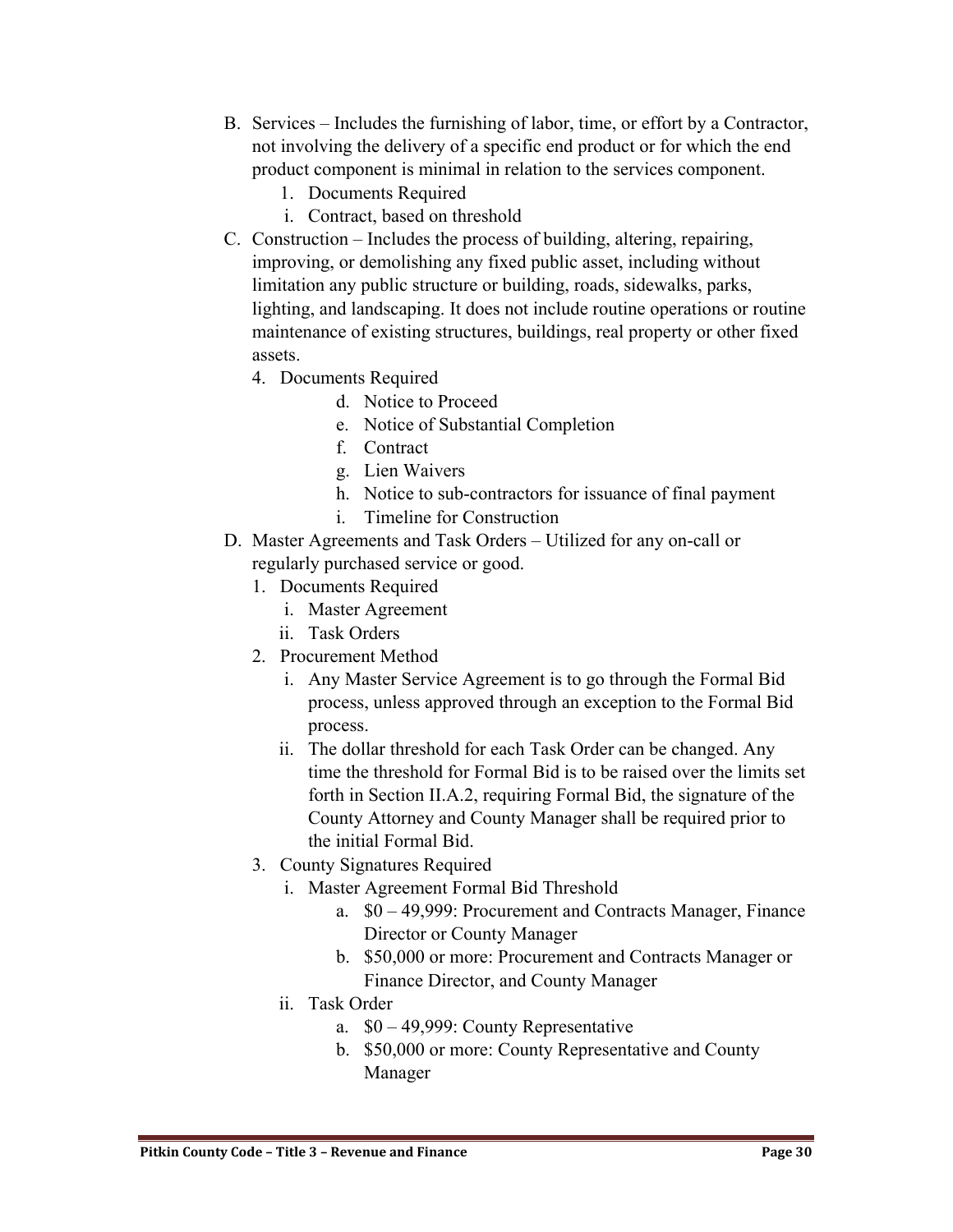B. Services – Includes the furnishing of labor, time, or effort by a Contractor, not involving the delivery of a specific end product or for which the end product component is minimal in relation to the services component.
   1. Documents Required
   i. Contract, based on threshold

C. Construction – Includes the process of building, altering, repairing, improving, or demolishing any fixed public asset, including without limitation any public structure or building, roads, sidewalks, parks, lighting, and landscaping. It does not include routine operations or routine maintenance of existing structures, buildings, real property or other fixed assets.
   4. Documents Required
      d. Notice to Proceed
      e. Notice of Substantial Completion
      f. Contract
      g. Lien Waivers
      h. Notice to sub-contractors for issuance of final payment
      i. Timeline for Construction

D. Master Agreements and Task Orders – Utilized for any on-call or regularly purchased service or good.
   1. Documents Required
      i. Master Agreement
      ii. Task Orders
   2. Procurement Method
      i. Any Master Service Agreement is to go through the Formal Bid process, unless approved through an exception to the Formal Bid process.
      ii. The dollar threshold for each Task Order can be changed. Any time the threshold for Formal Bid is to be raised over the limits set forth in Section II.A.2, requiring Formal Bid, the signature of the County Attorney and County Manager shall be required prior to the initial Formal Bid.
   3. County Signatures Required
      i. Master Agreement Formal Bid Threshold
         a. $0 – 49,999: Procurement and Contracts Manager, Finance Director or County Manager
         b. $50,000 or more: Procurement and Contracts Manager or Finance Director, and County Manager
      ii. Task Order
         a. $0 – 49,999: County Representative
         b. $50,000 or more: County Representative and County Manager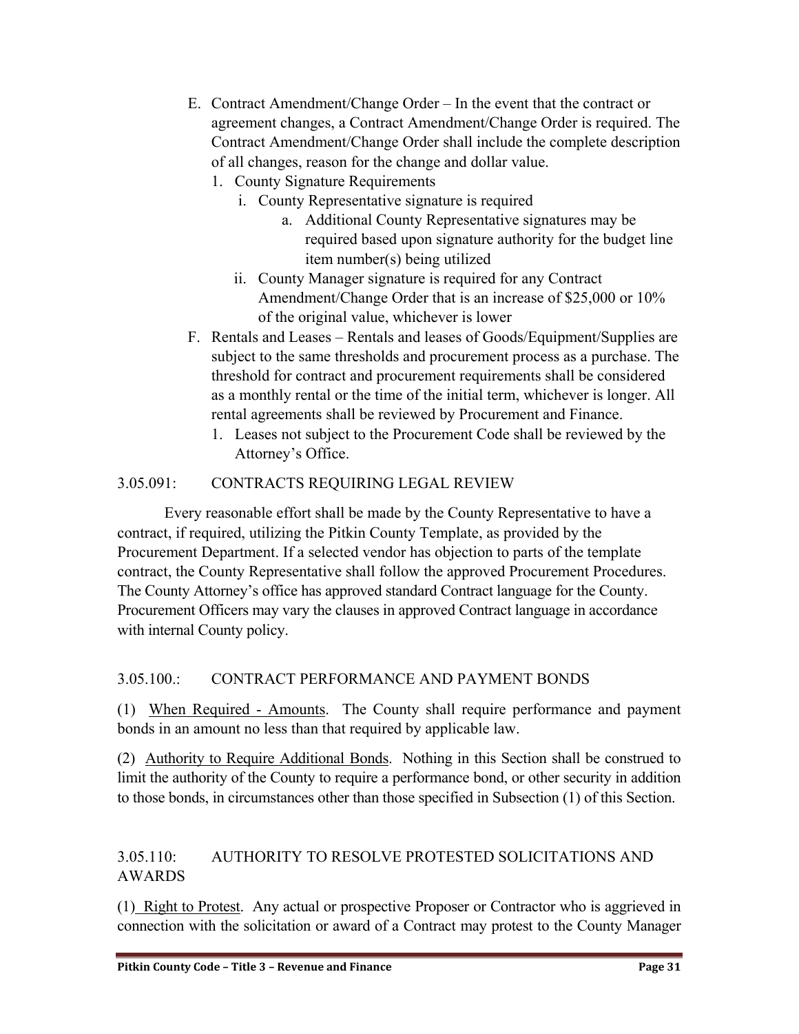E. Contract Amendment/Change Order – In the event that the contract or agreement changes, a Contract Amendment/Change Order is required. The Contract Amendment/Change Order shall include the complete description of all changes, reason for the change and dollar value.
   1. County Signature Requirements
      i. County Representative signature is required
         a. Additional County Representative signatures may be required based upon signature authority for the budget line item number(s) being utilized
      ii. County Manager signature is required for any Contract Amendment/Change Order that is an increase of $25,000 or 10% of the original value, whichever is lower

F. Rentals and Leases – Rentals and leases of Goods/Equipment/Supplies are subject to the same thresholds and procurement process as a purchase. The threshold for contract and procurement requirements shall be considered as a monthly rental or the time of the initial term, whichever is longer. All rental agreements shall be reviewed by Procurement and Finance.
   1. Leases not subject to the Procurement Code shall be reviewed by the Attorney's Office.

## 3.05.091: CONTRACTS REQUIRING LEGAL REVIEW

Every reasonable effort shall be made by the County Representative to have a contract, if required, utilizing the Pitkin County Template, as provided by the Procurement Department. If a selected vendor has objection to parts of the template contract, the County Representative shall follow the approved Procurement Procedures. The County Attorney's office has approved standard Contract language for the County. Procurement Officers may vary the clauses in approved Contract language in accordance with internal County policy.

## 3.05.100.: CONTRACT PERFORMANCE AND PAYMENT BONDS

(1) When Required - Amounts. The County shall require performance and payment bonds in an amount no less than that required by applicable law.

(2) Authority to Require Additional Bonds. Nothing in this Section shall be construed to limit the authority of the County to require a performance bond, or other security in addition to those bonds, in circumstances other than those specified in Subsection (1) of this Section.

## 3.05.110: AUTHORITY TO RESOLVE PROTESTED SOLICITATIONS AND AWARDS

(1) Right to Protest. Any actual or prospective Proposer or Contractor who is aggrieved in connection with the solicitation or award of a Contract may protest to the County Manager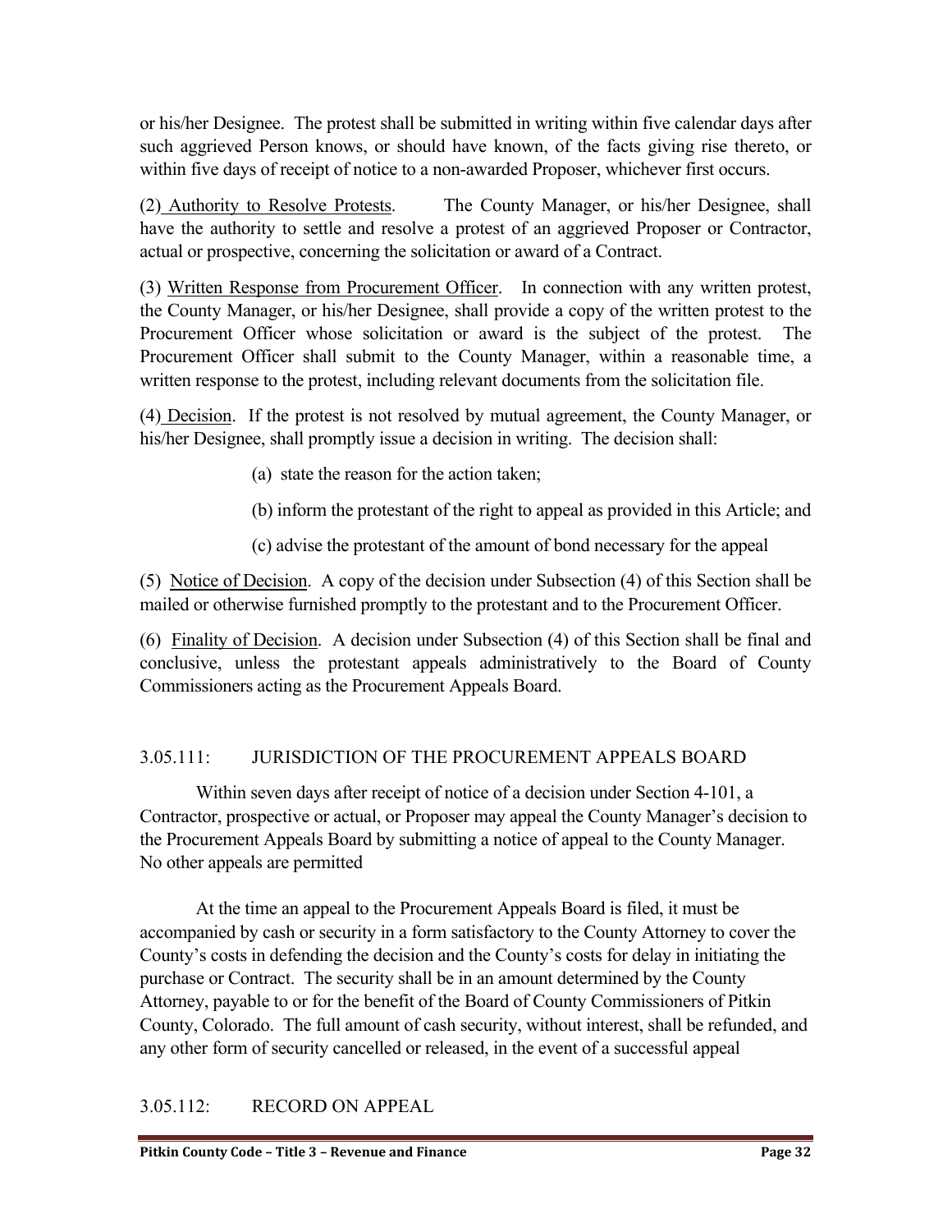or his/her Designee. The protest shall be submitted in writing within five calendar days after such aggrieved Person knows, or should have known, of the facts giving rise thereto, or within five days of receipt of notice to a non-awarded Proposer, whichever first occurs.

(2) Authority to Resolve Protests. The County Manager, or his/her Designee, shall have the authority to settle and resolve a protest of an aggrieved Proposer or Contractor, actual or prospective, concerning the solicitation or award of a Contract.

(3) Written Response from Procurement Officer. In connection with any written protest, the County Manager, or his/her Designee, shall provide a copy of the written protest to the Procurement Officer whose solicitation or award is the subject of the protest. The Procurement Officer shall submit to the County Manager, within a reasonable time, a written response to the protest, including relevant documents from the solicitation file.

(4) Decision. If the protest is not resolved by mutual agreement, the County Manager, or his/her Designee, shall promptly issue a decision in writing. The decision shall:

(a) state the reason for the action taken;

(b) inform the protestant of the right to appeal as provided in this Article; and

(c) advise the protestant of the amount of bond necessary for the appeal

(5) Notice of Decision. A copy of the decision under Subsection (4) of this Section shall be mailed or otherwise furnished promptly to the protestant and to the Procurement Officer.

(6) Finality of Decision. A decision under Subsection (4) of this Section shall be final and conclusive, unless the protestant appeals administratively to the Board of County Commissioners acting as the Procurement Appeals Board.

## 3.05.111: JURISDICTION OF THE PROCUREMENT APPEALS BOARD

Within seven days after receipt of notice of a decision under Section 4-101, a Contractor, prospective or actual, or Proposer may appeal the County Manager's decision to the Procurement Appeals Board by submitting a notice of appeal to the County Manager. No other appeals are permitted

At the time an appeal to the Procurement Appeals Board is filed, it must be accompanied by cash or security in a form satisfactory to the County Attorney to cover the County's costs in defending the decision and the County's costs for delay in initiating the purchase or Contract. The security shall be in an amount determined by the County Attorney, payable to or for the benefit of the Board of County Commissioners of Pitkin County, Colorado. The full amount of cash security, without interest, shall be refunded, and any other form of security cancelled or released, in the event of a successful appeal

## 3.05.112: RECORD ON APPEAL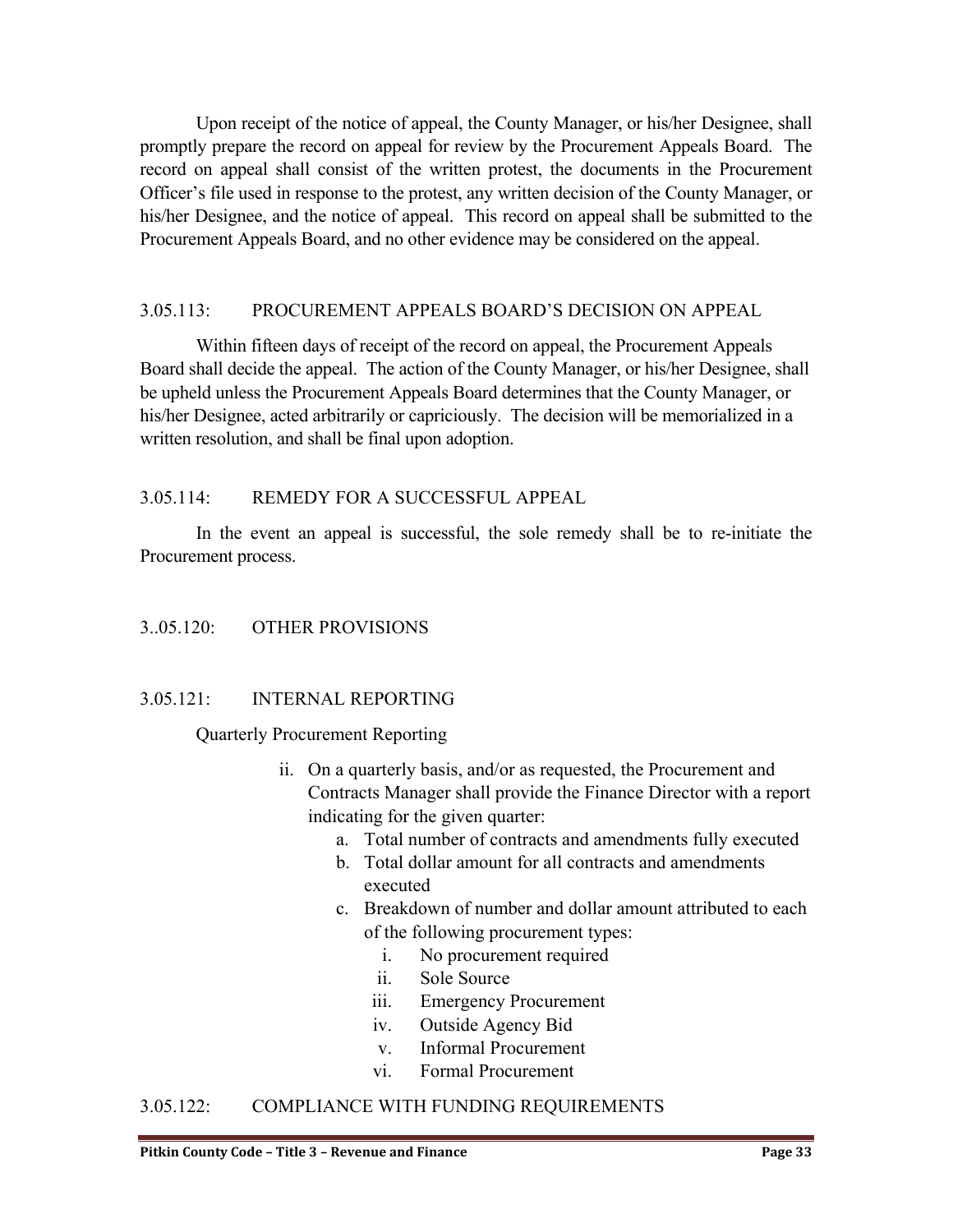Upon receipt of the notice of appeal, the County Manager, or his/her Designee, shall promptly prepare the record on appeal for review by the Procurement Appeals Board. The record on appeal shall consist of the written protest, the documents in the Procurement Officer's file used in response to the protest, any written decision of the County Manager, or his/her Designee, and the notice of appeal. This record on appeal shall be submitted to the Procurement Appeals Board, and no other evidence may be considered on the appeal.

### 3.05.113: PROCUREMENT APPEALS BOARD'S DECISION ON APPEAL

Within fifteen days of receipt of the record on appeal, the Procurement Appeals Board shall decide the appeal. The action of the County Manager, or his/her Designee, shall be upheld unless the Procurement Appeals Board determines that the County Manager, or his/her Designee, acted arbitrarily or capriciously. The decision will be memorialized in a written resolution, and shall be final upon adoption.

### 3.05.114: REMEDY FOR A SUCCESSFUL APPEAL

In the event an appeal is successful, the sole remedy shall be to re-initiate the Procurement process.

## 3..05.120: OTHER PROVISIONS

### 3.05.121: INTERNAL REPORTING

Quarterly Procurement Reporting

ii. On a quarterly basis, and/or as requested, the Procurement and Contracts Manager shall provide the Finance Director with a report indicating for the given quarter:
   a. Total number of contracts and amendments fully executed
   b. Total dollar amount for all contracts and amendments executed
   c. Breakdown of number and dollar amount attributed to each of the following procurement types:
      i. No procurement required
      ii. Sole Source
      iii. Emergency Procurement
      iv. Outside Agency Bid
      v. Informal Procurement
      vi. Formal Procurement

### 3.05.122: COMPLIANCE WITH FUNDING REQUIREMENTS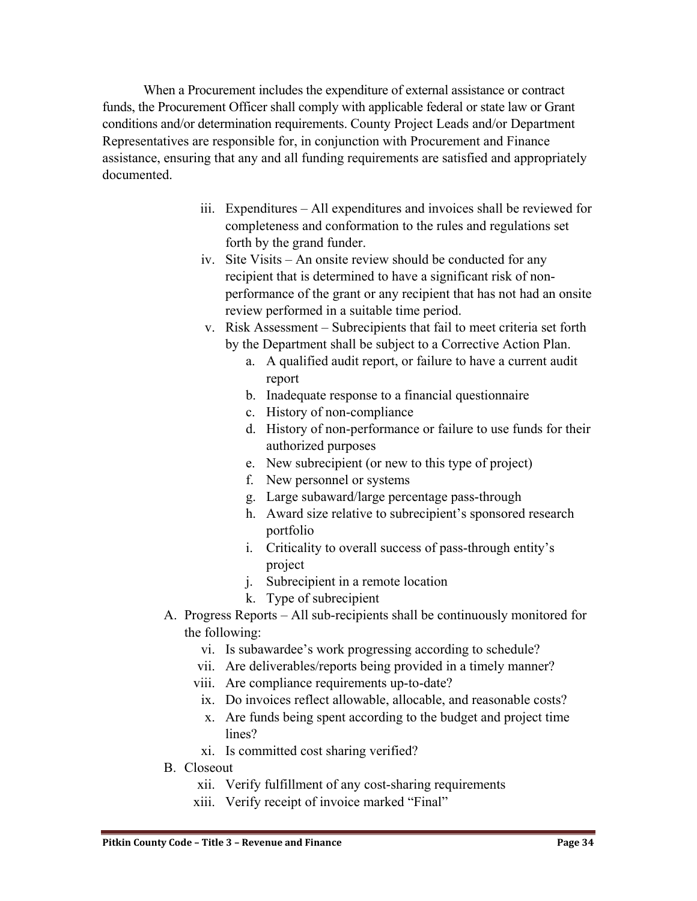When a Procurement includes the expenditure of external assistance or contract funds, the Procurement Officer shall comply with applicable federal or state law or Grant conditions and/or determination requirements. County Project Leads and/or Department Representatives are responsible for, in conjunction with Procurement and Finance assistance, ensuring that any and all funding requirements are satisfied and appropriately documented.

iii. Expenditures – All expenditures and invoices shall be reviewed for completeness and conformation to the rules and regulations set forth by the grand funder.
iv. Site Visits – An onsite review should be conducted for any recipient that is determined to have a significant risk of non-performance of the grant or any recipient that has not had an onsite review performed in a suitable time period.
v. Risk Assessment – Subrecipients that fail to meet criteria set forth by the Department shall be subject to a Corrective Action Plan.
    a. A qualified audit report, or failure to have a current audit report
    b. Inadequate response to a financial questionnaire
    c. History of non-compliance
    d. History of non-performance or failure to use funds for their authorized purposes
    e. New subrecipient (or new to this type of project)
    f. New personnel or systems
    g. Large subaward/large percentage pass-through
    h. Award size relative to subrecipient's sponsored research portfolio
    i. Criticality to overall success of pass-through entity's project
    j. Subrecipient in a remote location
    k. Type of subrecipient

A. Progress Reports – All sub-recipients shall be continuously monitored for the following:
    vi. Is subawardee's work progressing according to schedule?
    vii. Are deliverables/reports being provided in a timely manner?
    viii. Are compliance requirements up-to-date?
    ix. Do invoices reflect allowable, allocable, and reasonable costs?
    x. Are funds being spent according to the budget and project time lines?
    xi. Is committed cost sharing verified?

B. Closeout
    xii. Verify fulfillment of any cost-sharing requirements
    xiii. Verify receipt of invoice marked "Final"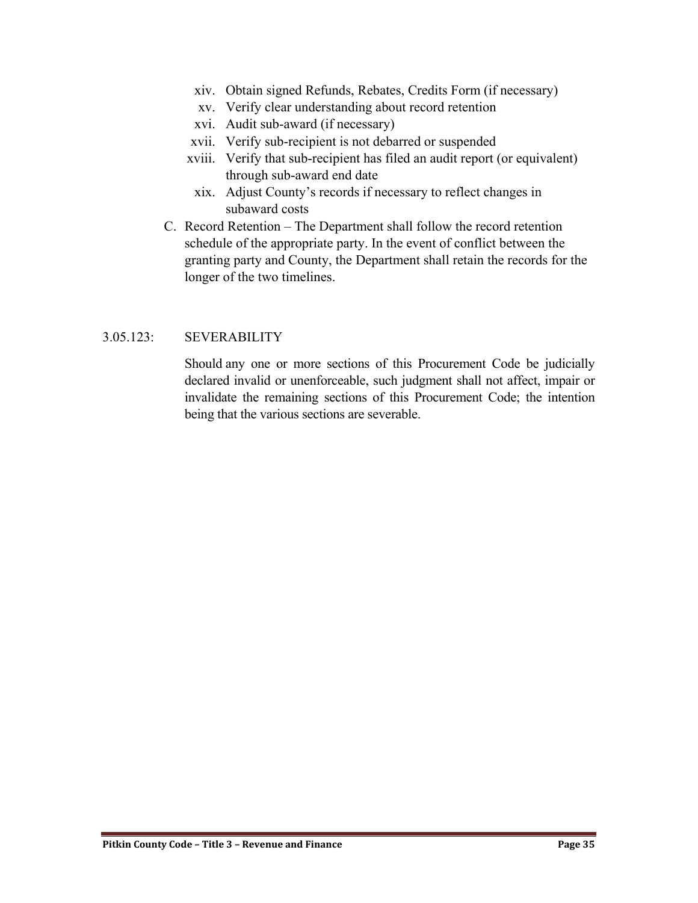- xiv. Obtain signed Refunds, Rebates, Credits Form (if necessary)
- xv. Verify clear understanding about record retention
- xvi. Audit sub-award (if necessary)
- xvii. Verify sub-recipient is not debarred or suspended
- xviii. Verify that sub-recipient has filed an audit report (or equivalent) through sub-award end date
- xix. Adjust County's records if necessary to reflect changes in subaward costs

C. Record Retention – The Department shall follow the record retention schedule of the appropriate party. In the event of conflict between the granting party and County, the Department shall retain the records for the longer of the two timelines.

## 3.05.123: SEVERABILITY

Should any one or more sections of this Procurement Code be judicially declared invalid or unenforceable, such judgment shall not affect, impair or invalidate the remaining sections of this Procurement Code; the intention being that the various sections are severable.